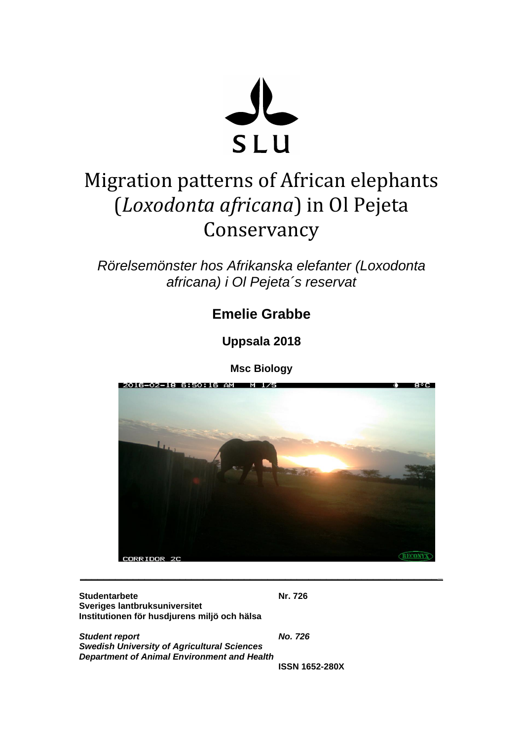SLU

# Migration patterns of African elephants (*Loxodonta africana*) in Ol Pejeta Conservancy

*Rörelsemönster hos Afrikanska elefanter (Loxodonta africana) i Ol Pejeta´s reservat*

**Emelie Grabbe**

**Uppsala 2018**

**Msc Biology**

---

**Studentarbete** **Nr. 726**
**Sveriges lantbruksuniversitet**
**Institutionen för husdjurens miljö och hälsa**

***Student report*** ***No. 726***
***Swedish University of Agricultural Sciences***
***Department of Animal Environment and Health***

**ISSN 1652-280X**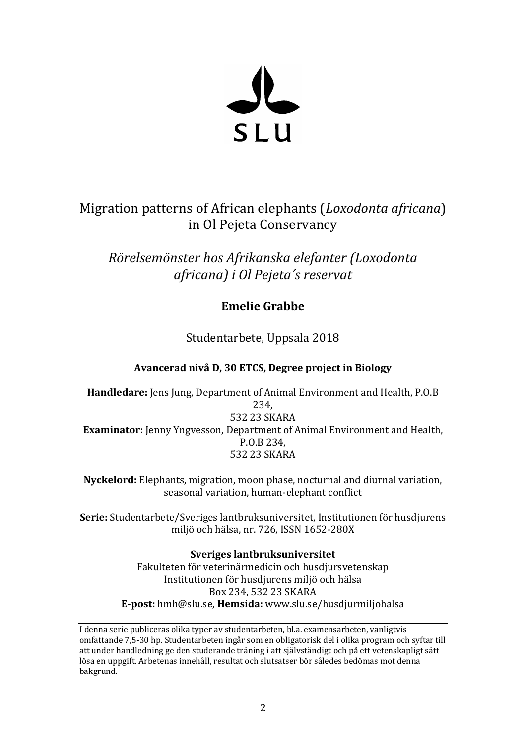SLU

Migration patterns of African elephants (*Loxodonta africana*) in Ol Pejeta Conservancy

*Rörelsemönster hos Afrikanska elefanter (Loxodonta africana) i Ol Pejeta´s reservat*

**Emelie Grabbe**

Studentarbete, Uppsala 2018

**Avancerad nivå D, 30 ETCS, Degree project in Biology**

**Handledare:** Jens Jung, Department of Animal Environment and Health, P.O.B 234, 532 23 SKARA
**Examinator:** Jenny Yngvesson, Department of Animal Environment and Health, P.O.B 234, 532 23 SKARA

**Nyckelord:** Elephants, migration, moon phase, nocturnal and diurnal variation, seasonal variation, human-elephant conflict

**Serie:** Studentarbete/Sveriges lantbruksuniversitet, Institutionen för husdjurens miljö och hälsa, nr. 726, ISSN 1652-280X

**Sveriges lantbruksuniversitet**
Fakulteten för veterinärmedicin och husdjursvetenskap
Institutionen för husdjurens miljö och hälsa
Box 234, 532 23 SKARA
**E-post:** hmh@slu.se, **Hemsida:** www.slu.se/husdjurmiljohalsa

---

I denna serie publiceras olika typer av studentarbeten, bl.a. examensarbeten, vanligtvis omfattande 7,5-30 hp. Studentarbeten ingår som en obligatorisk del i olika program och syftar till att under handledning ge den studerande träning i att självständigt och på ett vetenskapligt sätt lösa en uppgift. Arbetenas innehåll, resultat och slutsatser bör således bedömas mot denna bakgrund.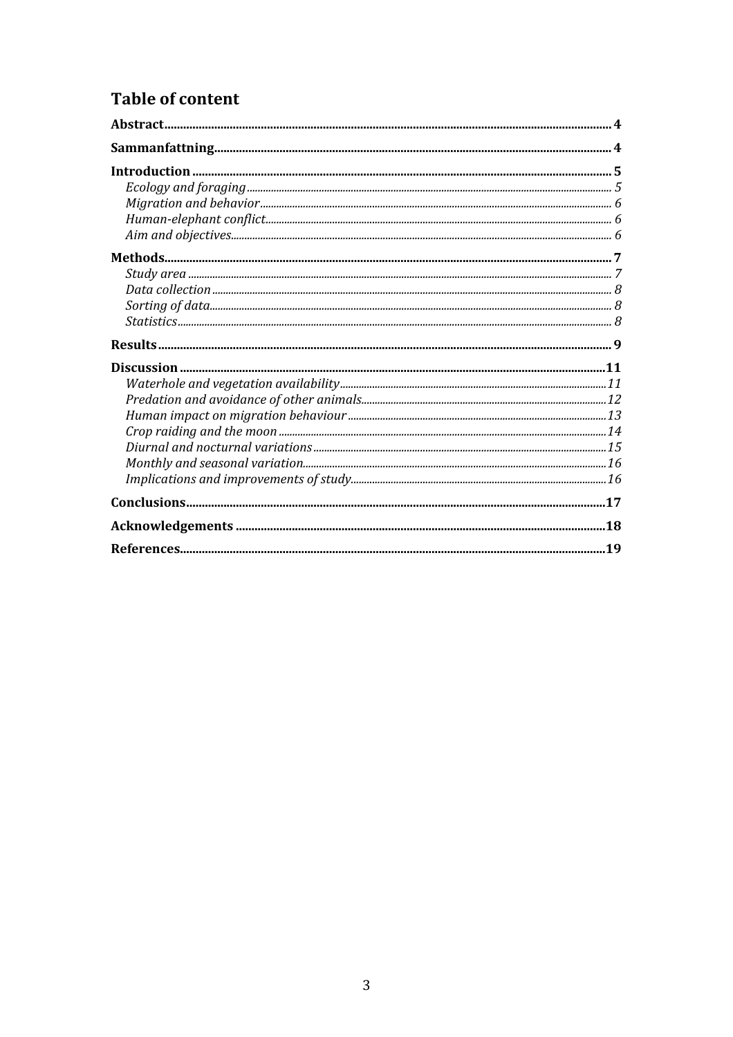## Table of content

**Abstract** .......... **4**

**Sammanfattning** .......... **4**

**Introduction** .......... **5**

- *Ecology and foraging* .......... *5*
- *Migration and behavior* .......... *6*
- *Human-elephant conflict* .......... *6*
- *Aim and objectives* .......... *6*

**Methods** .......... **7**

- *Study area* .......... *7*
- *Data collection* .......... *8*
- *Sorting of data* .......... *8*
- *Statistics* .......... *8*

**Results** .......... **9**

**Discussion** .......... **11**

- *Waterhole and vegetation availability* .......... *11*
- *Predation and avoidance of other animals* .......... *12*
- *Human impact on migration behaviour* .......... *13*
- *Crop raiding and the moon* .......... *14*
- *Diurnal and nocturnal variations* .......... *15*
- *Monthly and seasonal variation* .......... *16*
- *Implications and improvements of study* .......... *16*

**Conclusions** .......... **17**

**Acknowledgements** .......... **18**

**References** .......... **19**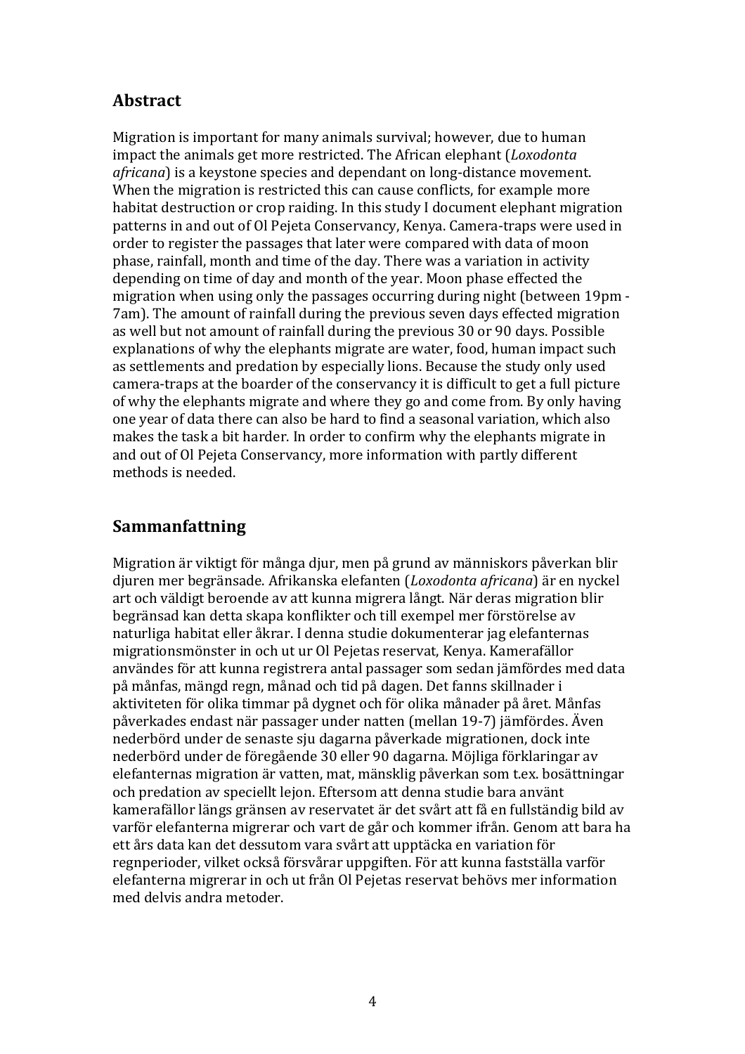## Abstract

Migration is important for many animals survival; however, due to human impact the animals get more restricted. The African elephant (*Loxodonta africana*) is a keystone species and dependant on long-distance movement. When the migration is restricted this can cause conflicts, for example more habitat destruction or crop raiding. In this study I document elephant migration patterns in and out of Ol Pejeta Conservancy, Kenya. Camera-traps were used in order to register the passages that later were compared with data of moon phase, rainfall, month and time of the day. There was a variation in activity depending on time of day and month of the year. Moon phase effected the migration when using only the passages occurring during night (between 19pm - 7am). The amount of rainfall during the previous seven days effected migration as well but not amount of rainfall during the previous 30 or 90 days. Possible explanations of why the elephants migrate are water, food, human impact such as settlements and predation by especially lions. Because the study only used camera-traps at the boarder of the conservancy it is difficult to get a full picture of why the elephants migrate and where they go and come from. By only having one year of data there can also be hard to find a seasonal variation, which also makes the task a bit harder. In order to confirm why the elephants migrate in and out of Ol Pejeta Conservancy, more information with partly different methods is needed.

## Sammanfattning

Migration är viktigt för många djur, men på grund av människors påverkan blir djuren mer begränsade. Afrikanska elefanten (*Loxodonta africana*) är en nyckel art och väldigt beroende av att kunna migrera långt. När deras migration blir begränsad kan detta skapa konflikter och till exempel mer förstörelse av naturliga habitat eller åkrar. I denna studie dokumenterar jag elefanternas migrationsmönster in och ut ur Ol Pejetas reservat, Kenya. Kamerafällor användes för att kunna registrera antal passager som sedan jämfördes med data på månfas, mängd regn, månad och tid på dagen. Det fanns skillnader i aktiviteten för olika timmar på dygnet och för olika månader på året. Månfas påverkades endast när passager under natten (mellan 19-7) jämfördes. Även nederbörd under de senaste sju dagarna påverkade migrationen, dock inte nederbörd under de föregående 30 eller 90 dagarna. Möjliga förklaringar av elefanternas migration är vatten, mat, mänsklig påverkan som t.ex. bosättningar och predation av speciellt lejon. Eftersom att denna studie bara använt kamerafällor längs gränsen av reservatet är det svårt att få en fullständig bild av varför elefanterna migrerar och vart de går och kommer ifrån. Genom att bara ha ett års data kan det dessutom vara svårt att upptäcka en variation för regnperioder, vilket också försvårar uppgiften. För att kunna fastställa varför elefanterna migrerar in och ut från Ol Pejetas reservat behövs mer information med delvis andra metoder.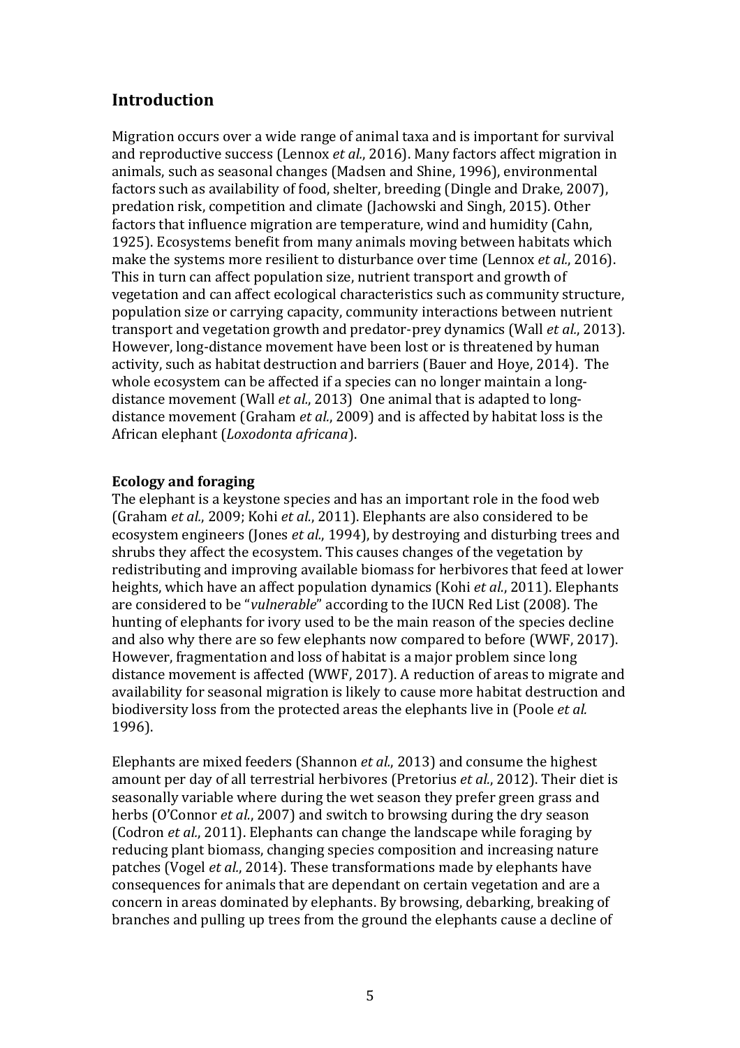# Introduction

Migration occurs over a wide range of animal taxa and is important for survival and reproductive success (Lennox *et al.*, 2016). Many factors affect migration in animals, such as seasonal changes (Madsen and Shine, 1996), environmental factors such as availability of food, shelter, breeding (Dingle and Drake, 2007), predation risk, competition and climate (Jachowski and Singh, 2015). Other factors that influence migration are temperature, wind and humidity (Cahn, 1925). Ecosystems benefit from many animals moving between habitats which make the systems more resilient to disturbance over time (Lennox *et al.*, 2016). This in turn can affect population size, nutrient transport and growth of vegetation and can affect ecological characteristics such as community structure, population size or carrying capacity, community interactions between nutrient transport and vegetation growth and predator-prey dynamics (Wall *et al.*, 2013). However, long-distance movement have been lost or is threatened by human activity, such as habitat destruction and barriers (Bauer and Hoye, 2014). The whole ecosystem can be affected if a species can no longer maintain a long-distance movement (Wall *et al.*, 2013) One animal that is adapted to long-distance movement (Graham *et al.*, 2009) and is affected by habitat loss is the African elephant (*Loxodonta africana*).

### Ecology and foraging

The elephant is a keystone species and has an important role in the food web (Graham *et al.*, 2009; Kohi *et al.*, 2011). Elephants are also considered to be ecosystem engineers (Jones *et al.*, 1994), by destroying and disturbing trees and shrubs they affect the ecosystem. This causes changes of the vegetation by redistributing and improving available biomass for herbivores that feed at lower heights, which have an affect population dynamics (Kohi *et al.*, 2011). Elephants are considered to be "*vulnerable*" according to the IUCN Red List (2008). The hunting of elephants for ivory used to be the main reason of the species decline and also why there are so few elephants now compared to before (WWF, 2017). However, fragmentation and loss of habitat is a major problem since long distance movement is affected (WWF, 2017). A reduction of areas to migrate and availability for seasonal migration is likely to cause more habitat destruction and biodiversity loss from the protected areas the elephants live in (Poole *et al.* 1996).

Elephants are mixed feeders (Shannon *et al.*, 2013) and consume the highest amount per day of all terrestrial herbivores (Pretorius *et al.*, 2012). Their diet is seasonally variable where during the wet season they prefer green grass and herbs (O'Connor *et al.*, 2007) and switch to browsing during the dry season (Codron *et al.*, 2011). Elephants can change the landscape while foraging by reducing plant biomass, changing species composition and increasing nature patches (Vogel *et al.*, 2014). These transformations made by elephants have consequences for animals that are dependant on certain vegetation and are a concern in areas dominated by elephants. By browsing, debarking, breaking of branches and pulling up trees from the ground the elephants cause a decline of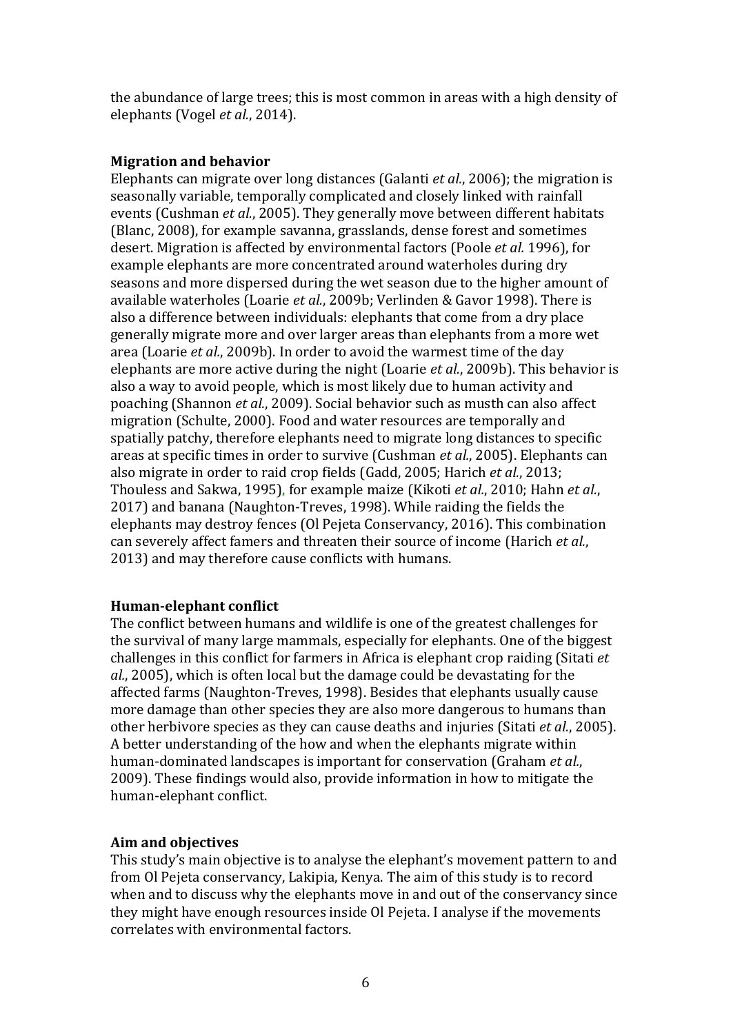the abundance of large trees; this is most common in areas with a high density of elephants (Vogel *et al.*, 2014).

### Migration and behavior

Elephants can migrate over long distances (Galanti *et al.*, 2006); the migration is seasonally variable, temporally complicated and closely linked with rainfall events (Cushman *et al.*, 2005). They generally move between different habitats (Blanc, 2008), for example savanna, grasslands, dense forest and sometimes desert. Migration is affected by environmental factors (Poole *et al.* 1996), for example elephants are more concentrated around waterholes during dry seasons and more dispersed during the wet season due to the higher amount of available waterholes (Loarie *et al.*, 2009b; Verlinden & Gavor 1998). There is also a difference between individuals: elephants that come from a dry place generally migrate more and over larger areas than elephants from a more wet area (Loarie *et al.*, 2009b). In order to avoid the warmest time of the day elephants are more active during the night (Loarie *et al.*, 2009b). This behavior is also a way to avoid people, which is most likely due to human activity and poaching (Shannon *et al.*, 2009). Social behavior such as musth can also affect migration (Schulte, 2000). Food and water resources are temporally and spatially patchy, therefore elephants need to migrate long distances to specific areas at specific times in order to survive (Cushman *et al.*, 2005). Elephants can also migrate in order to raid crop fields (Gadd, 2005; Harich *et al.*, 2013; Thouless and Sakwa, 1995), for example maize (Kikoti *et al.*, 2010; Hahn *et al.*, 2017) and banana (Naughton-Treves, 1998). While raiding the fields the elephants may destroy fences (Ol Pejeta Conservancy, 2016). This combination can severely affect famers and threaten their source of income (Harich *et al.*, 2013) and may therefore cause conflicts with humans.

### Human-elephant conflict

The conflict between humans and wildlife is one of the greatest challenges for the survival of many large mammals, especially for elephants. One of the biggest challenges in this conflict for farmers in Africa is elephant crop raiding (Sitati *et al.*, 2005), which is often local but the damage could be devastating for the affected farms (Naughton-Treves, 1998). Besides that elephants usually cause more damage than other species they are also more dangerous to humans than other herbivore species as they can cause deaths and injuries (Sitati *et al.*, 2005). A better understanding of the how and when the elephants migrate within human-dominated landscapes is important for conservation (Graham *et al.*, 2009). These findings would also, provide information in how to mitigate the human-elephant conflict.

### Aim and objectives

This study's main objective is to analyse the elephant's movement pattern to and from Ol Pejeta conservancy, Lakipia, Kenya. The aim of this study is to record when and to discuss why the elephants move in and out of the conservancy since they might have enough resources inside Ol Pejeta. I analyse if the movements correlates with environmental factors.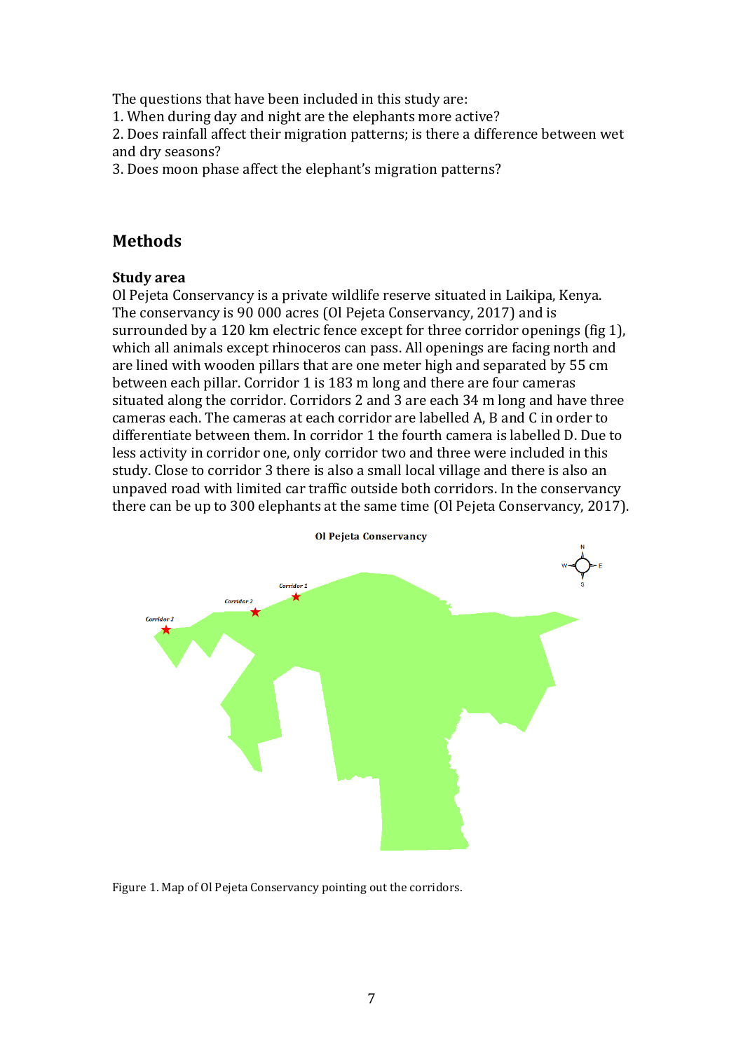The questions that have been included in this study are:
1. When during day and night are the elephants more active?
2. Does rainfall affect their migration patterns; is there a difference between wet and dry seasons?
3. Does moon phase affect the elephant's migration patterns?

## Methods

### Study area

Ol Pejeta Conservancy is a private wildlife reserve situated in Laikipa, Kenya. The conservancy is 90 000 acres (Ol Pejeta Conservancy, 2017) and is surrounded by a 120 km electric fence except for three corridor openings (fig 1), which all animals except rhinoceros can pass. All openings are facing north and are lined with wooden pillars that are one meter high and separated by 55 cm between each pillar. Corridor 1 is 183 m long and there are four cameras situated along the corridor. Corridors 2 and 3 are each 34 m long and have three cameras each. The cameras at each corridor are labelled A, B and C in order to differentiate between them. In corridor 1 the fourth camera is labelled D. Due to less activity in corridor one, only corridor two and three were included in this study. Close to corridor 3 there is also a small local village and there is also an unpaved road with limited car traffic outside both corridors. In the conservancy there can be up to 300 elephants at the same time (Ol Pejeta Conservancy, 2017).

Figure 1. Map of Ol Pejeta Conservancy pointing out the corridors.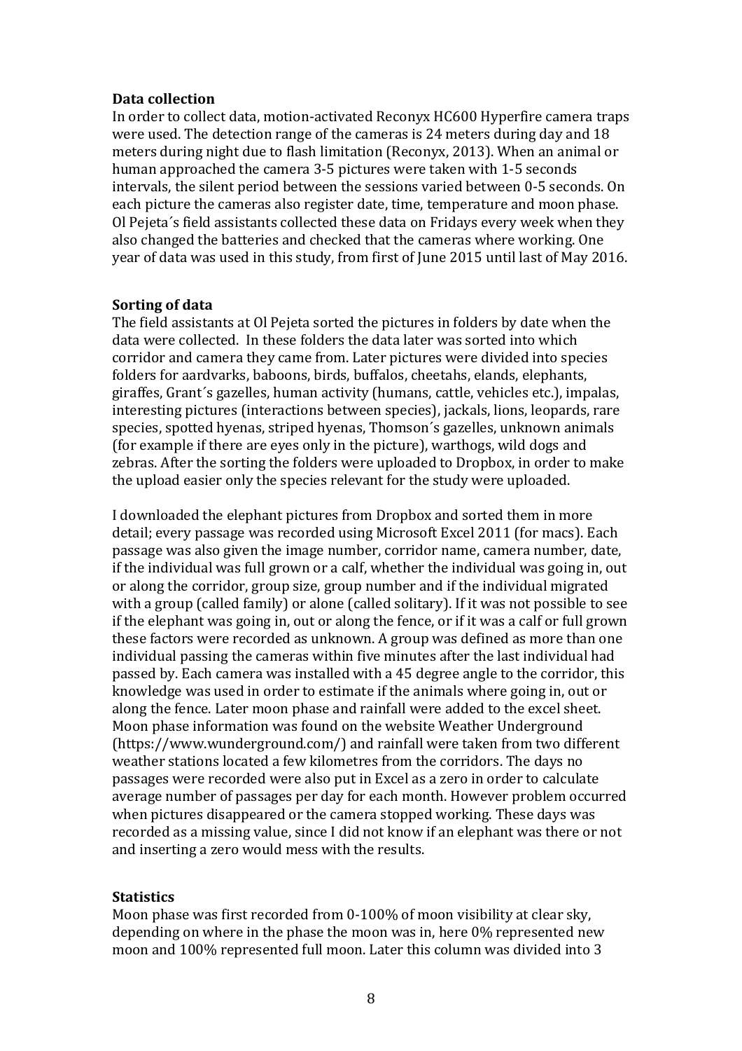**Data collection**

In order to collect data, motion-activated Reconyx HC600 Hyperfire camera traps were used. The detection range of the cameras is 24 meters during day and 18 meters during night due to flash limitation (Reconyx, 2013). When an animal or human approached the camera 3-5 pictures were taken with 1-5 seconds intervals, the silent period between the sessions varied between 0-5 seconds. On each picture the cameras also register date, time, temperature and moon phase. Ol Pejeta´s field assistants collected these data on Fridays every week when they also changed the batteries and checked that the cameras where working. One year of data was used in this study, from first of June 2015 until last of May 2016.

**Sorting of data**

The field assistants at Ol Pejeta sorted the pictures in folders by date when the data were collected. In these folders the data later was sorted into which corridor and camera they came from. Later pictures were divided into species folders for aardvarks, baboons, birds, buffalos, cheetahs, elands, elephants, giraffes, Grant´s gazelles, human activity (humans, cattle, vehicles etc.), impalas, interesting pictures (interactions between species), jackals, lions, leopards, rare species, spotted hyenas, striped hyenas, Thomson´s gazelles, unknown animals (for example if there are eyes only in the picture), warthogs, wild dogs and zebras. After the sorting the folders were uploaded to Dropbox, in order to make the upload easier only the species relevant for the study were uploaded.

I downloaded the elephant pictures from Dropbox and sorted them in more detail; every passage was recorded using Microsoft Excel 2011 (for macs). Each passage was also given the image number, corridor name, camera number, date, if the individual was full grown or a calf, whether the individual was going in, out or along the corridor, group size, group number and if the individual migrated with a group (called family) or alone (called solitary). If it was not possible to see if the elephant was going in, out or along the fence, or if it was a calf or full grown these factors were recorded as unknown. A group was defined as more than one individual passing the cameras within five minutes after the last individual had passed by. Each camera was installed with a 45 degree angle to the corridor, this knowledge was used in order to estimate if the animals where going in, out or along the fence. Later moon phase and rainfall were added to the excel sheet. Moon phase information was found on the website Weather Underground (https://www.wunderground.com/) and rainfall were taken from two different weather stations located a few kilometres from the corridors. The days no passages were recorded were also put in Excel as a zero in order to calculate average number of passages per day for each month. However problem occurred when pictures disappeared or the camera stopped working. These days was recorded as a missing value, since I did not know if an elephant was there or not and inserting a zero would mess with the results.

**Statistics**

Moon phase was first recorded from 0-100% of moon visibility at clear sky, depending on where in the phase the moon was in, here 0% represented new moon and 100% represented full moon. Later this column was divided into 3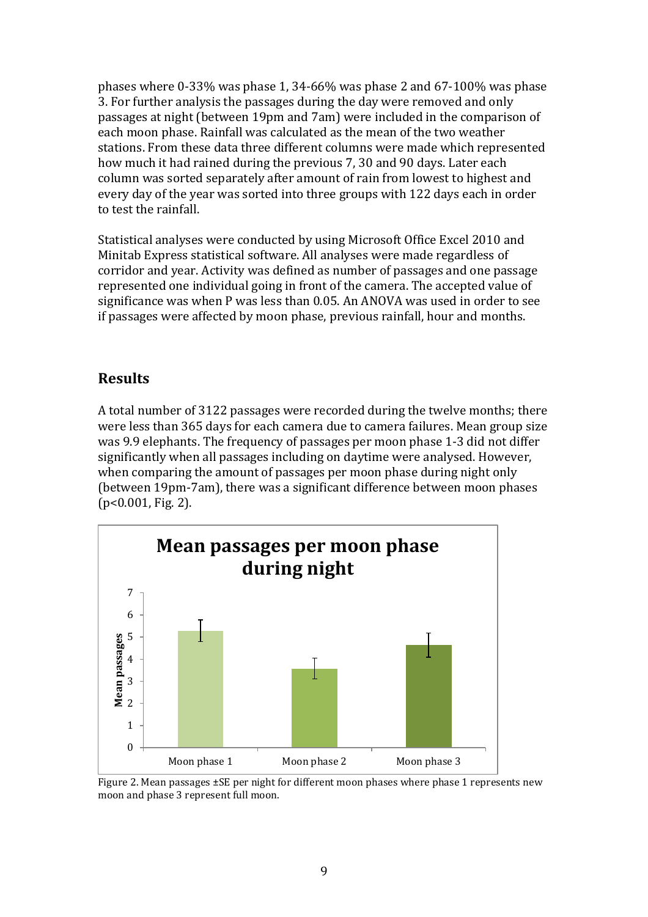phases where 0-33% was phase 1, 34-66% was phase 2 and 67-100% was phase 3. For further analysis the passages during the day were removed and only passages at night (between 19pm and 7am) were included in the comparison of each moon phase. Rainfall was calculated as the mean of the two weather stations. From these data three different columns were made which represented how much it had rained during the previous 7, 30 and 90 days. Later each column was sorted separately after amount of rain from lowest to highest and every day of the year was sorted into three groups with 122 days each in order to test the rainfall.

Statistical analyses were conducted by using Microsoft Office Excel 2010 and Minitab Express statistical software. All analyses were made regardless of corridor and year. Activity was defined as number of passages and one passage represented one individual going in front of the camera. The accepted value of significance was when P was less than 0.05. An ANOVA was used in order to see if passages were affected by moon phase, previous rainfall, hour and months.

## Results

A total number of 3122 passages were recorded during the twelve months; there were less than 365 days for each camera due to camera failures. Mean group size was 9.9 elephants. The frequency of passages per moon phase 1-3 did not differ significantly when all passages including on daytime were analysed. However, when comparing the amount of passages per moon phase during night only (between 19pm-7am), there was a significant difference between moon phases ($p<0.001$, Fig. 2).

Figure 2. Mean passages ±SE per night for different moon phases where phase 1 represents new moon and phase 3 represent full moon.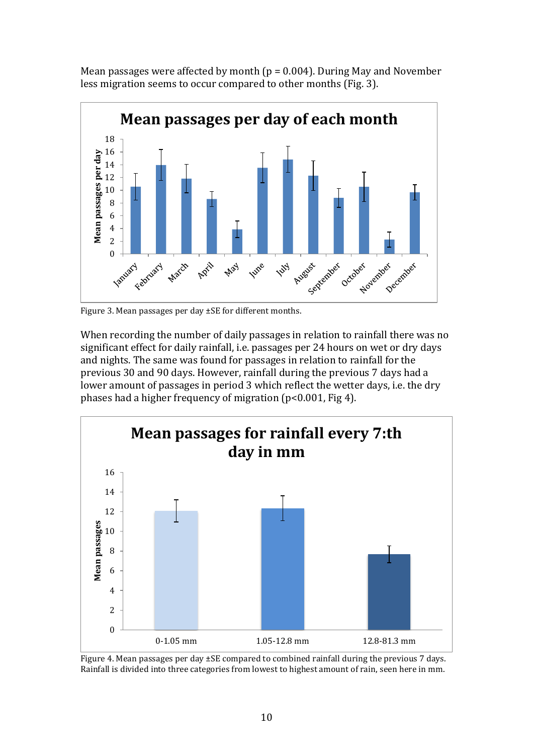Mean passages were affected by month ($p = 0.004$). During May and November less migration seems to occur compared to other months (Fig. 3).

Figure 3. Mean passages per day ±SE for different months.

When recording the number of daily passages in relation to rainfall there was no significant effect for daily rainfall, i.e. passages per 24 hours on wet or dry days and nights. The same was found for passages in relation to rainfall for the previous 30 and 90 days. However, rainfall during the previous 7 days had a lower amount of passages in period 3 which reflect the wetter days, i.e. the dry phases had a higher frequency of migration ($p<0.001$, Fig 4).

Figure 4. Mean passages per day ±SE compared to combined rainfall during the previous 7 days. Rainfall is divided into three categories from lowest to highest amount of rain, seen here in mm.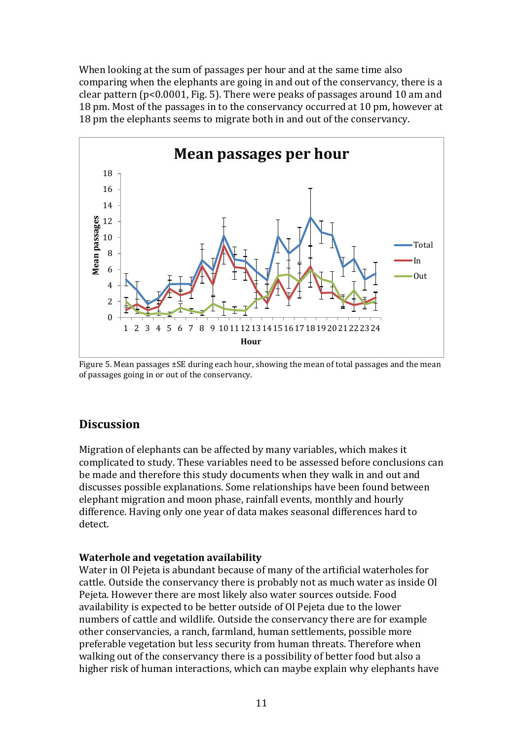When looking at the sum of passages per hour and at the same time also comparing when the elephants are going in and out of the conservancy, there is a clear pattern ($p<0.0001$, Fig. 5). There were peaks of passages around 10 am and 18 pm. Most of the passages in to the conservancy occurred at 10 pm, however at 18 pm the elephants seems to migrate both in and out of the conservancy.

Figure 5. Mean passages ±SE during each hour, showing the mean of total passages and the mean of passages going in or out of the conservancy.

## Discussion

Migration of elephants can be affected by many variables, which makes it complicated to study. These variables need to be assessed before conclusions can be made and therefore this study documents when they walk in and out and discusses possible explanations. Some relationships have been found between elephant migration and moon phase, rainfall events, monthly and hourly difference. Having only one year of data makes seasonal differences hard to detect.

### Waterhole and vegetation availability

Water in Ol Pejeta is abundant because of many of the artificial waterholes for cattle. Outside the conservancy there is probably not as much water as inside Ol Pejeta. However there are most likely also water sources outside. Food availability is expected to be better outside of Ol Pejeta due to the lower numbers of cattle and wildlife. Outside the conservancy there are for example other conservancies, a ranch, farmland, human settlements, possible more preferable vegetation but less security from human threats. Therefore when walking out of the conservancy there is a possibility of better food but also a higher risk of human interactions, which can maybe explain why elephants have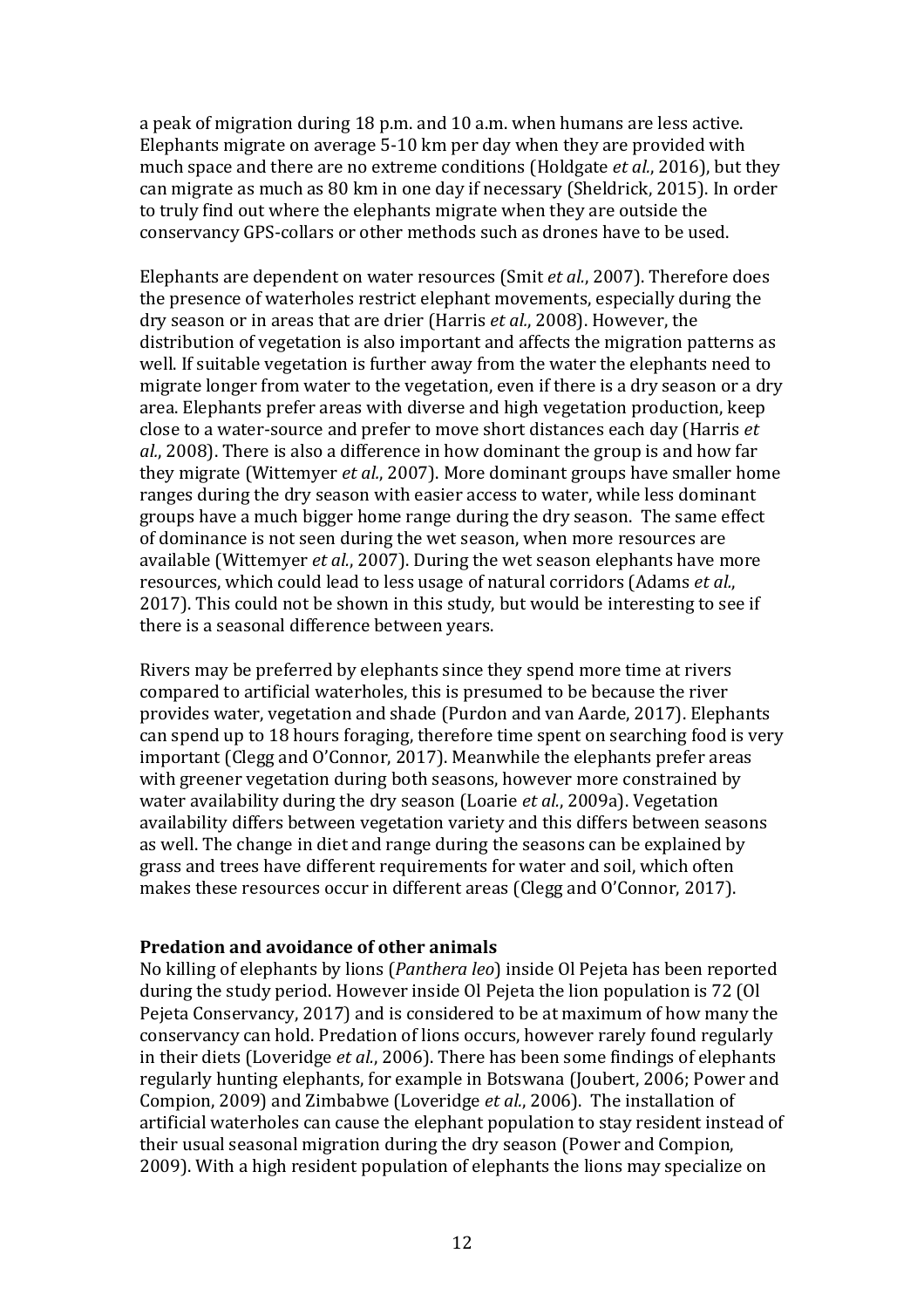a peak of migration during 18 p.m. and 10 a.m. when humans are less active. Elephants migrate on average 5-10 km per day when they are provided with much space and there are no extreme conditions (Holdgate *et al.*, 2016), but they can migrate as much as 80 km in one day if necessary (Sheldrick, 2015). In order to truly find out where the elephants migrate when they are outside the conservancy GPS-collars or other methods such as drones have to be used.

Elephants are dependent on water resources (Smit *et al.*, 2007). Therefore does the presence of waterholes restrict elephant movements, especially during the dry season or in areas that are drier (Harris *et al.*, 2008). However, the distribution of vegetation is also important and affects the migration patterns as well. If suitable vegetation is further away from the water the elephants need to migrate longer from water to the vegetation, even if there is a dry season or a dry area. Elephants prefer areas with diverse and high vegetation production, keep close to a water-source and prefer to move short distances each day (Harris *et al.*, 2008). There is also a difference in how dominant the group is and how far they migrate (Wittemyer *et al.*, 2007). More dominant groups have smaller home ranges during the dry season with easier access to water, while less dominant groups have a much bigger home range during the dry season. The same effect of dominance is not seen during the wet season, when more resources are available (Wittemyer *et al.*, 2007). During the wet season elephants have more resources, which could lead to less usage of natural corridors (Adams *et al.*, 2017). This could not be shown in this study, but would be interesting to see if there is a seasonal difference between years.

Rivers may be preferred by elephants since they spend more time at rivers compared to artificial waterholes, this is presumed to be because the river provides water, vegetation and shade (Purdon and van Aarde, 2017). Elephants can spend up to 18 hours foraging, therefore time spent on searching food is very important (Clegg and O'Connor, 2017). Meanwhile the elephants prefer areas with greener vegetation during both seasons, however more constrained by water availability during the dry season (Loarie *et al.*, 2009a). Vegetation availability differs between vegetation variety and this differs between seasons as well. The change in diet and range during the seasons can be explained by grass and trees have different requirements for water and soil, which often makes these resources occur in different areas (Clegg and O'Connor, 2017).

**Predation and avoidance of other animals**

No killing of elephants by lions (*Panthera leo*) inside Ol Pejeta has been reported during the study period. However inside Ol Pejeta the lion population is 72 (Ol Pejeta Conservancy, 2017) and is considered to be at maximum of how many the conservancy can hold. Predation of lions occurs, however rarely found regularly in their diets (Loveridge *et al.*, 2006). There has been some findings of elephants regularly hunting elephants, for example in Botswana (Joubert, 2006; Power and Compion, 2009) and Zimbabwe (Loveridge *et al.*, 2006). The installation of artificial waterholes can cause the elephant population to stay resident instead of their usual seasonal migration during the dry season (Power and Compion, 2009). With a high resident population of elephants the lions may specialize on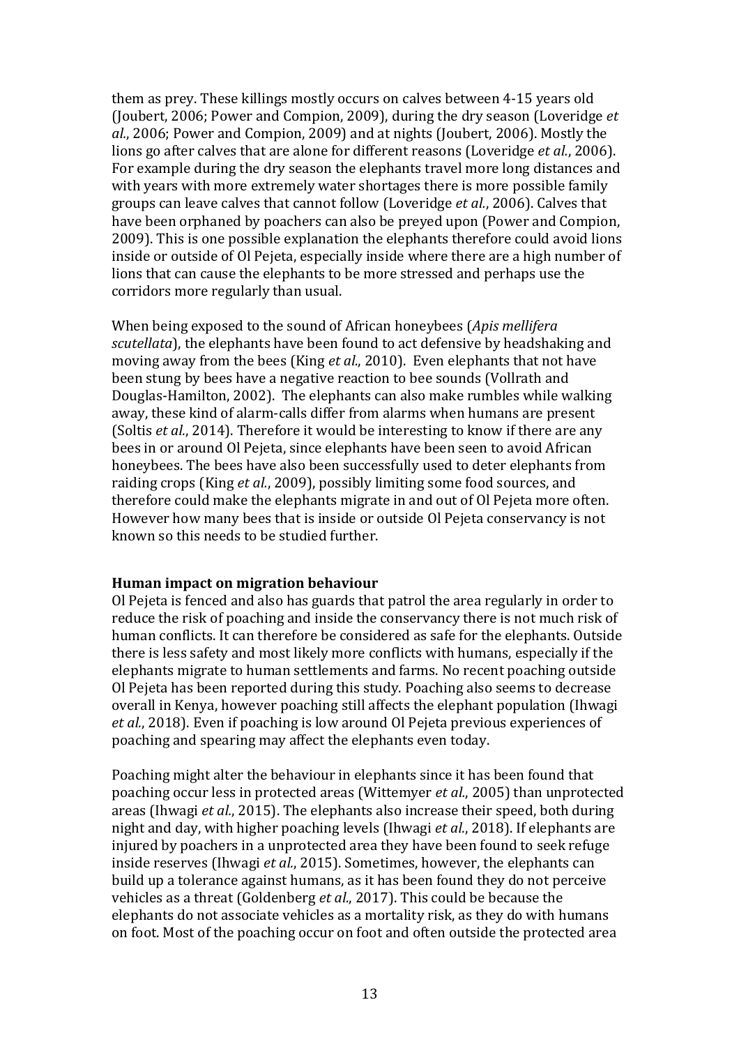them as prey. These killings mostly occurs on calves between 4-15 years old (Joubert, 2006; Power and Compion, 2009), during the dry season (Loveridge *et al.*, 2006; Power and Compion, 2009) and at nights (Joubert, 2006). Mostly the lions go after calves that are alone for different reasons (Loveridge *et al.*, 2006). For example during the dry season the elephants travel more long distances and with years with more extremely water shortages there is more possible family groups can leave calves that cannot follow (Loveridge *et al.*, 2006). Calves that have been orphaned by poachers can also be preyed upon (Power and Compion, 2009). This is one possible explanation the elephants therefore could avoid lions inside or outside of Ol Pejeta, especially inside where there are a high number of lions that can cause the elephants to be more stressed and perhaps use the corridors more regularly than usual.

When being exposed to the sound of African honeybees (*Apis mellifera scutellata*), the elephants have been found to act defensive by headshaking and moving away from the bees (King *et al.*, 2010). Even elephants that not have been stung by bees have a negative reaction to bee sounds (Vollrath and Douglas-Hamilton, 2002). The elephants can also make rumbles while walking away, these kind of alarm-calls differ from alarms when humans are present (Soltis *et al.*, 2014). Therefore it would be interesting to know if there are any bees in or around Ol Pejeta, since elephants have been seen to avoid African honeybees. The bees have also been successfully used to deter elephants from raiding crops (King *et al.*, 2009), possibly limiting some food sources, and therefore could make the elephants migrate in and out of Ol Pejeta more often. However how many bees that is inside or outside Ol Pejeta conservancy is not known so this needs to be studied further.

**Human impact on migration behaviour**

Ol Pejeta is fenced and also has guards that patrol the area regularly in order to reduce the risk of poaching and inside the conservancy there is not much risk of human conflicts. It can therefore be considered as safe for the elephants. Outside there is less safety and most likely more conflicts with humans, especially if the elephants migrate to human settlements and farms. No recent poaching outside Ol Pejeta has been reported during this study. Poaching also seems to decrease overall in Kenya, however poaching still affects the elephant population (Ihwagi *et al.*, 2018). Even if poaching is low around Ol Pejeta previous experiences of poaching and spearing may affect the elephants even today.

Poaching might alter the behaviour in elephants since it has been found that poaching occur less in protected areas (Wittemyer *et al.*, 2005) than unprotected areas (Ihwagi *et al.*, 2015). The elephants also increase their speed, both during night and day, with higher poaching levels (Ihwagi *et al.*, 2018). If elephants are injured by poachers in a unprotected area they have been found to seek refuge inside reserves (Ihwagi *et al.*, 2015). Sometimes, however, the elephants can build up a tolerance against humans, as it has been found they do not perceive vehicles as a threat (Goldenberg *et al.*, 2017). This could be because the elephants do not associate vehicles as a mortality risk, as they do with humans on foot. Most of the poaching occur on foot and often outside the protected area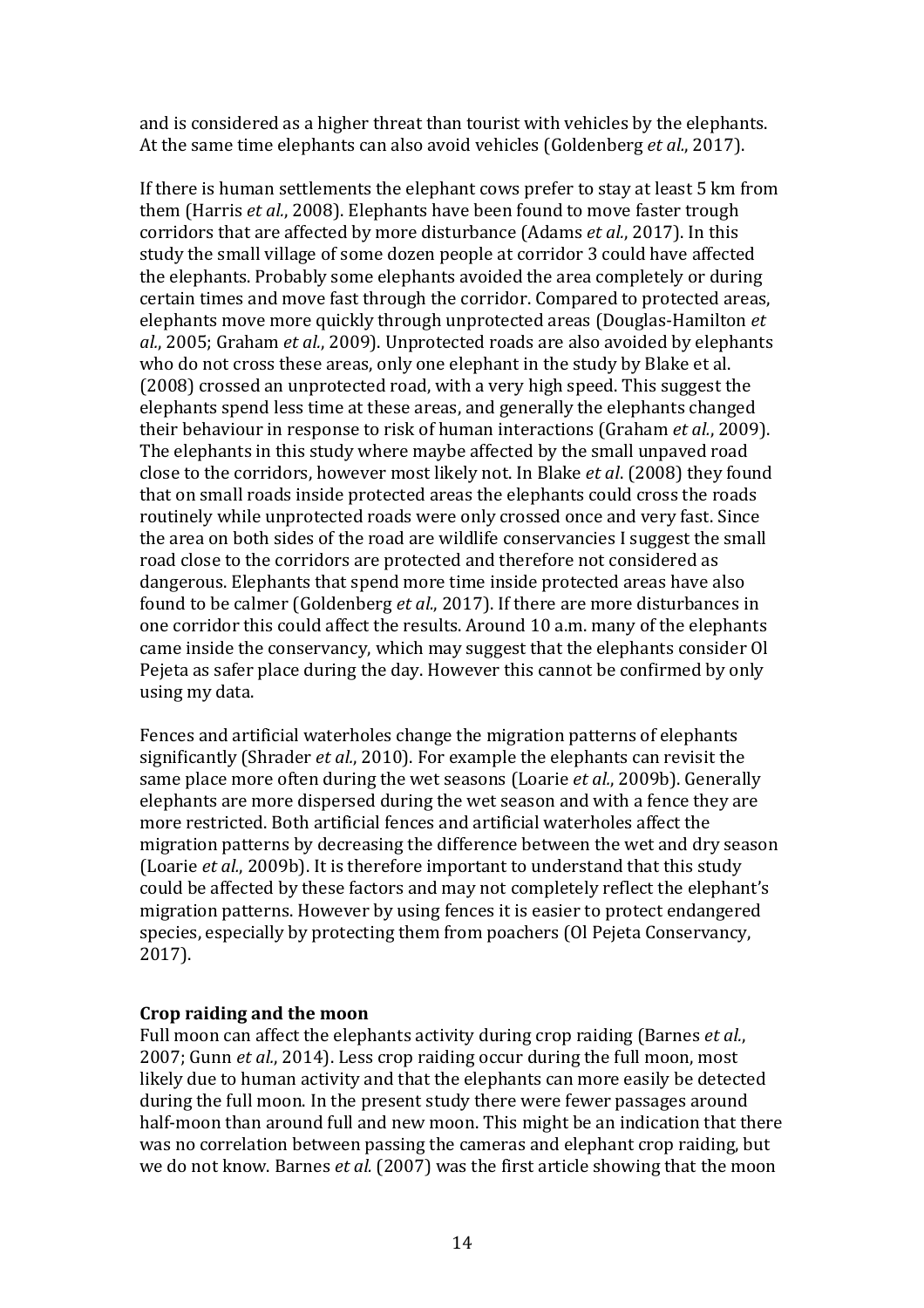and is considered as a higher threat than tourist with vehicles by the elephants. At the same time elephants can also avoid vehicles (Goldenberg *et al.*, 2017).

If there is human settlements the elephant cows prefer to stay at least 5 km from them (Harris *et al.*, 2008). Elephants have been found to move faster trough corridors that are affected by more disturbance (Adams *et al.*, 2017). In this study the small village of some dozen people at corridor 3 could have affected the elephants. Probably some elephants avoided the area completely or during certain times and move fast through the corridor. Compared to protected areas, elephants move more quickly through unprotected areas (Douglas-Hamilton *et al.*, 2005; Graham *et al.*, 2009). Unprotected roads are also avoided by elephants who do not cross these areas, only one elephant in the study by Blake et al. (2008) crossed an unprotected road, with a very high speed. This suggest the elephants spend less time at these areas, and generally the elephants changed their behaviour in response to risk of human interactions (Graham *et al.*, 2009). The elephants in this study where maybe affected by the small unpaved road close to the corridors, however most likely not. In Blake *et al*. (2008) they found that on small roads inside protected areas the elephants could cross the roads routinely while unprotected roads were only crossed once and very fast. Since the area on both sides of the road are wildlife conservancies I suggest the small road close to the corridors are protected and therefore not considered as dangerous. Elephants that spend more time inside protected areas have also found to be calmer (Goldenberg *et al.*, 2017). If there are more disturbances in one corridor this could affect the results. Around 10 a.m. many of the elephants came inside the conservancy, which may suggest that the elephants consider Ol Pejeta as safer place during the day. However this cannot be confirmed by only using my data.

Fences and artificial waterholes change the migration patterns of elephants significantly (Shrader *et al.*, 2010). For example the elephants can revisit the same place more often during the wet seasons (Loarie *et al.*, 2009b). Generally elephants are more dispersed during the wet season and with a fence they are more restricted. Both artificial fences and artificial waterholes affect the migration patterns by decreasing the difference between the wet and dry season (Loarie *et al.*, 2009b). It is therefore important to understand that this study could be affected by these factors and may not completely reflect the elephant's migration patterns. However by using fences it is easier to protect endangered species, especially by protecting them from poachers (Ol Pejeta Conservancy, 2017).

**Crop raiding and the moon**

Full moon can affect the elephants activity during crop raiding (Barnes *et al.*, 2007; Gunn *et al.*, 2014). Less crop raiding occur during the full moon, most likely due to human activity and that the elephants can more easily be detected during the full moon. In the present study there were fewer passages around half-moon than around full and new moon. This might be an indication that there was no correlation between passing the cameras and elephant crop raiding, but we do not know. Barnes *et al.* (2007) was the first article showing that the moon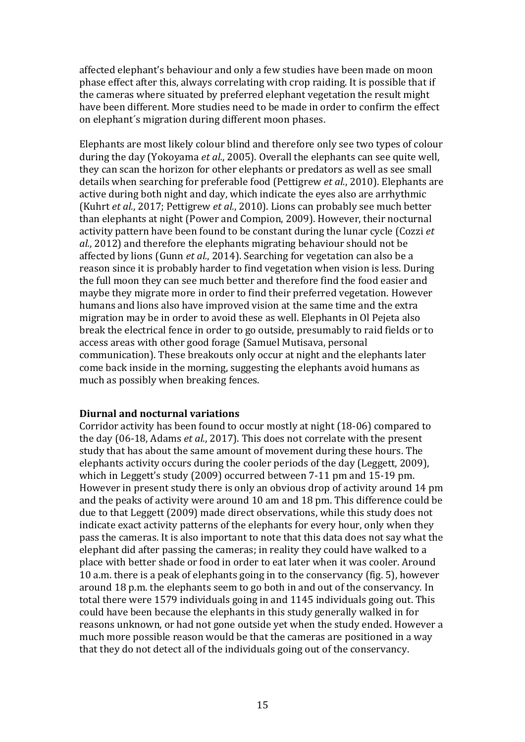affected elephant's behaviour and only a few studies have been made on moon phase effect after this, always correlating with crop raiding. It is possible that if the cameras where situated by preferred elephant vegetation the result might have been different. More studies need to be made in order to confirm the effect on elephant´s migration during different moon phases.

Elephants are most likely colour blind and therefore only see two types of colour during the day (Yokoyama *et al.*, 2005). Overall the elephants can see quite well, they can scan the horizon for other elephants or predators as well as see small details when searching for preferable food (Pettigrew *et al.*, 2010). Elephants are active during both night and day, which indicate the eyes also are arrhythmic (Kuhrt *et al.*, 2017; Pettigrew *et al.*, 2010). Lions can probably see much better than elephants at night (Power and Compion, 2009). However, their nocturnal activity pattern have been found to be constant during the lunar cycle (Cozzi *et al.*, 2012) and therefore the elephants migrating behaviour should not be affected by lions (Gunn *et al.*, 2014). Searching for vegetation can also be a reason since it is probably harder to find vegetation when vision is less. During the full moon they can see much better and therefore find the food easier and maybe they migrate more in order to find their preferred vegetation. However humans and lions also have improved vision at the same time and the extra migration may be in order to avoid these as well. Elephants in Ol Pejeta also break the electrical fence in order to go outside, presumably to raid fields or to access areas with other good forage (Samuel Mutisava, personal communication). These breakouts only occur at night and the elephants later come back inside in the morning, suggesting the elephants avoid humans as much as possibly when breaking fences.

**Diurnal and nocturnal variations**

Corridor activity has been found to occur mostly at night (18-06) compared to the day (06-18, Adams *et al.*, 2017). This does not correlate with the present study that has about the same amount of movement during these hours. The elephants activity occurs during the cooler periods of the day (Leggett, 2009), which in Leggett's study (2009) occurred between 7-11 pm and 15-19 pm. However in present study there is only an obvious drop of activity around 14 pm and the peaks of activity were around 10 am and 18 pm. This difference could be due to that Leggett (2009) made direct observations, while this study does not indicate exact activity patterns of the elephants for every hour, only when they pass the cameras. It is also important to note that this data does not say what the elephant did after passing the cameras; in reality they could have walked to a place with better shade or food in order to eat later when it was cooler. Around 10 a.m. there is a peak of elephants going in to the conservancy (fig. 5), however around 18 p.m. the elephants seem to go both in and out of the conservancy. In total there were 1579 individuals going in and 1145 individuals going out. This could have been because the elephants in this study generally walked in for reasons unknown, or had not gone outside yet when the study ended. However a much more possible reason would be that the cameras are positioned in a way that they do not detect all of the individuals going out of the conservancy.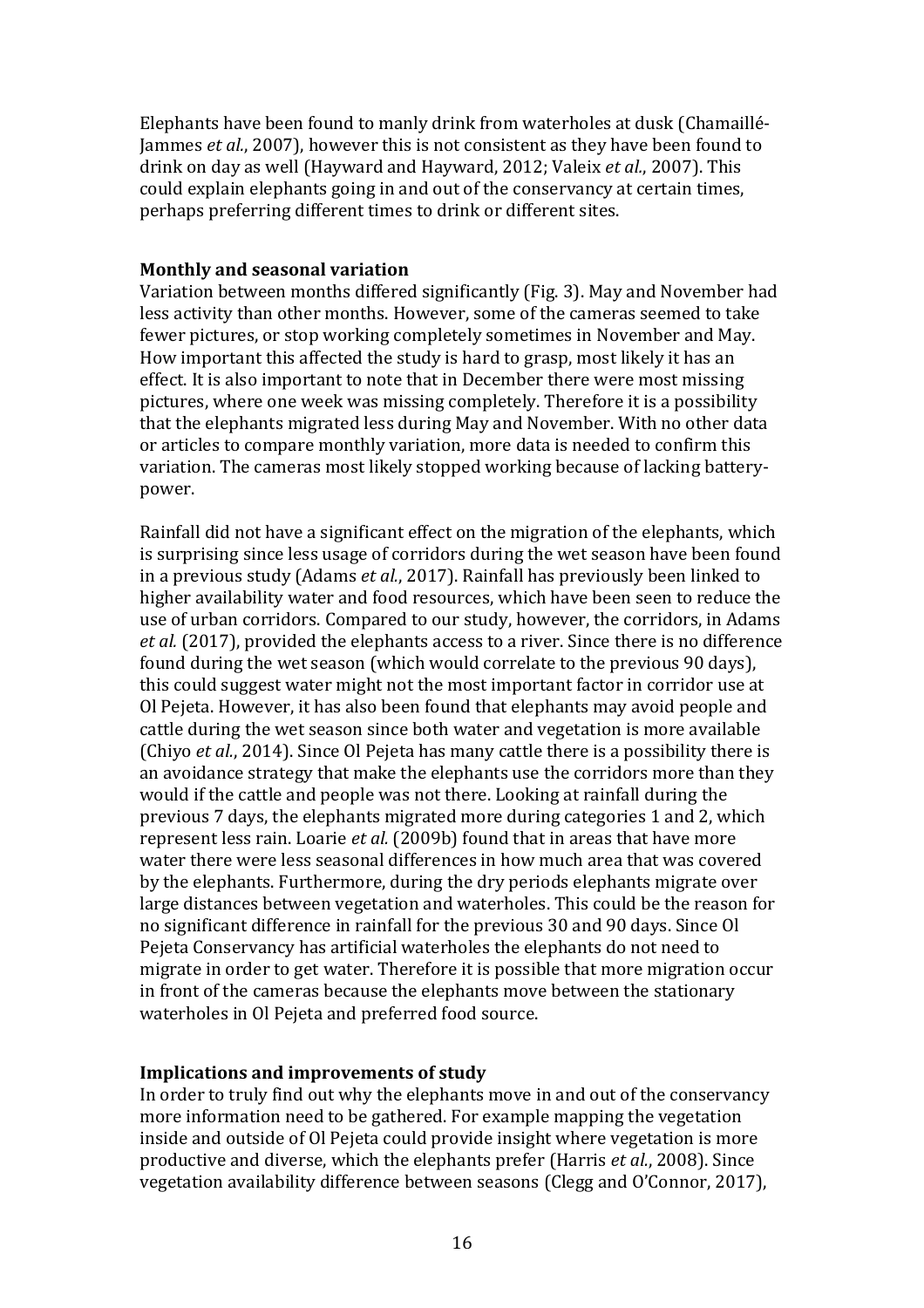Elephants have been found to manly drink from waterholes at dusk (Chamaillé-Jammes *et al.*, 2007), however this is not consistent as they have been found to drink on day as well (Hayward and Hayward, 2012; Valeix *et al.*, 2007). This could explain elephants going in and out of the conservancy at certain times, perhaps preferring different times to drink or different sites.

**Monthly and seasonal variation**

Variation between months differed significantly (Fig. 3). May and November had less activity than other months. However, some of the cameras seemed to take fewer pictures, or stop working completely sometimes in November and May. How important this affected the study is hard to grasp, most likely it has an effect. It is also important to note that in December there were most missing pictures, where one week was missing completely. Therefore it is a possibility that the elephants migrated less during May and November. With no other data or articles to compare monthly variation, more data is needed to confirm this variation. The cameras most likely stopped working because of lacking battery-power.

Rainfall did not have a significant effect on the migration of the elephants, which is surprising since less usage of corridors during the wet season have been found in a previous study (Adams *et al.*, 2017). Rainfall has previously been linked to higher availability water and food resources, which have been seen to reduce the use of urban corridors. Compared to our study, however, the corridors, in Adams *et al.* (2017), provided the elephants access to a river. Since there is no difference found during the wet season (which would correlate to the previous 90 days), this could suggest water might not the most important factor in corridor use at Ol Pejeta. However, it has also been found that elephants may avoid people and cattle during the wet season since both water and vegetation is more available (Chiyo *et al.*, 2014). Since Ol Pejeta has many cattle there is a possibility there is an avoidance strategy that make the elephants use the corridors more than they would if the cattle and people was not there. Looking at rainfall during the previous 7 days, the elephants migrated more during categories 1 and 2, which represent less rain. Loarie *et al.* (2009b) found that in areas that have more water there were less seasonal differences in how much area that was covered by the elephants. Furthermore, during the dry periods elephants migrate over large distances between vegetation and waterholes. This could be the reason for no significant difference in rainfall for the previous 30 and 90 days. Since Ol Pejeta Conservancy has artificial waterholes the elephants do not need to migrate in order to get water. Therefore it is possible that more migration occur in front of the cameras because the elephants move between the stationary waterholes in Ol Pejeta and preferred food source.

**Implications and improvements of study**

In order to truly find out why the elephants move in and out of the conservancy more information need to be gathered. For example mapping the vegetation inside and outside of Ol Pejeta could provide insight where vegetation is more productive and diverse, which the elephants prefer (Harris *et al.*, 2008). Since vegetation availability difference between seasons (Clegg and O'Connor, 2017),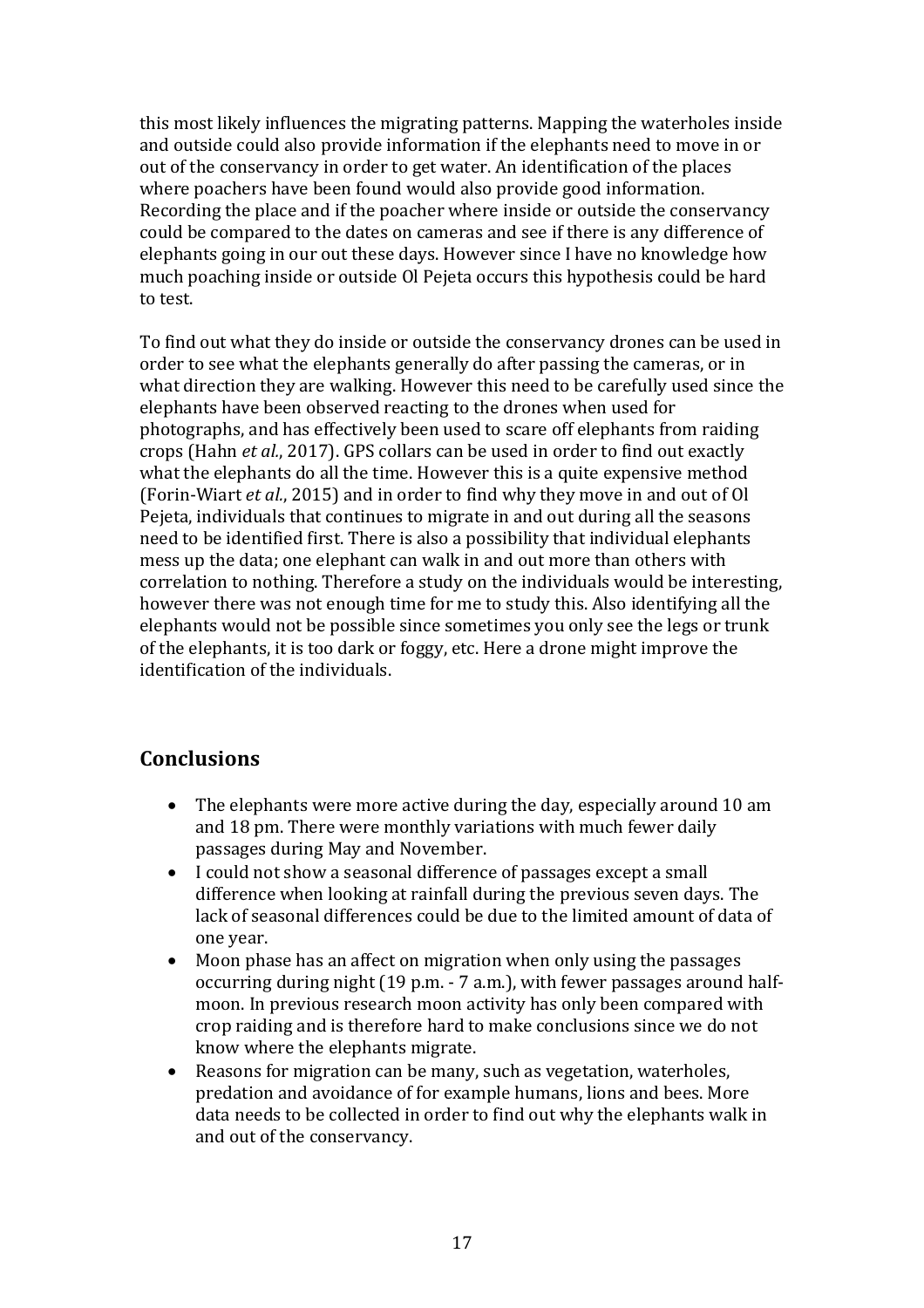this most likely influences the migrating patterns. Mapping the waterholes inside and outside could also provide information if the elephants need to move in or out of the conservancy in order to get water. An identification of the places where poachers have been found would also provide good information. Recording the place and if the poacher where inside or outside the conservancy could be compared to the dates on cameras and see if there is any difference of elephants going in our out these days. However since I have no knowledge how much poaching inside or outside Ol Pejeta occurs this hypothesis could be hard to test.

To find out what they do inside or outside the conservancy drones can be used in order to see what the elephants generally do after passing the cameras, or in what direction they are walking. However this need to be carefully used since the elephants have been observed reacting to the drones when used for photographs, and has effectively been used to scare off elephants from raiding crops (Hahn *et al.*, 2017). GPS collars can be used in order to find out exactly what the elephants do all the time. However this is a quite expensive method (Forin-Wiart *et al.*, 2015) and in order to find why they move in and out of Ol Pejeta, individuals that continues to migrate in and out during all the seasons need to be identified first. There is also a possibility that individual elephants mess up the data; one elephant can walk in and out more than others with correlation to nothing. Therefore a study on the individuals would be interesting, however there was not enough time for me to study this. Also identifying all the elephants would not be possible since sometimes you only see the legs or trunk of the elephants, it is too dark or foggy, etc. Here a drone might improve the identification of the individuals.

## Conclusions

- The elephants were more active during the day, especially around 10 am and 18 pm. There were monthly variations with much fewer daily passages during May and November.
- I could not show a seasonal difference of passages except a small difference when looking at rainfall during the previous seven days. The lack of seasonal differences could be due to the limited amount of data of one year.
- Moon phase has an affect on migration when only using the passages occurring during night (19 p.m. - 7 a.m.), with fewer passages around half-moon. In previous research moon activity has only been compared with crop raiding and is therefore hard to make conclusions since we do not know where the elephants migrate.
- Reasons for migration can be many, such as vegetation, waterholes, predation and avoidance of for example humans, lions and bees. More data needs to be collected in order to find out why the elephants walk in and out of the conservancy.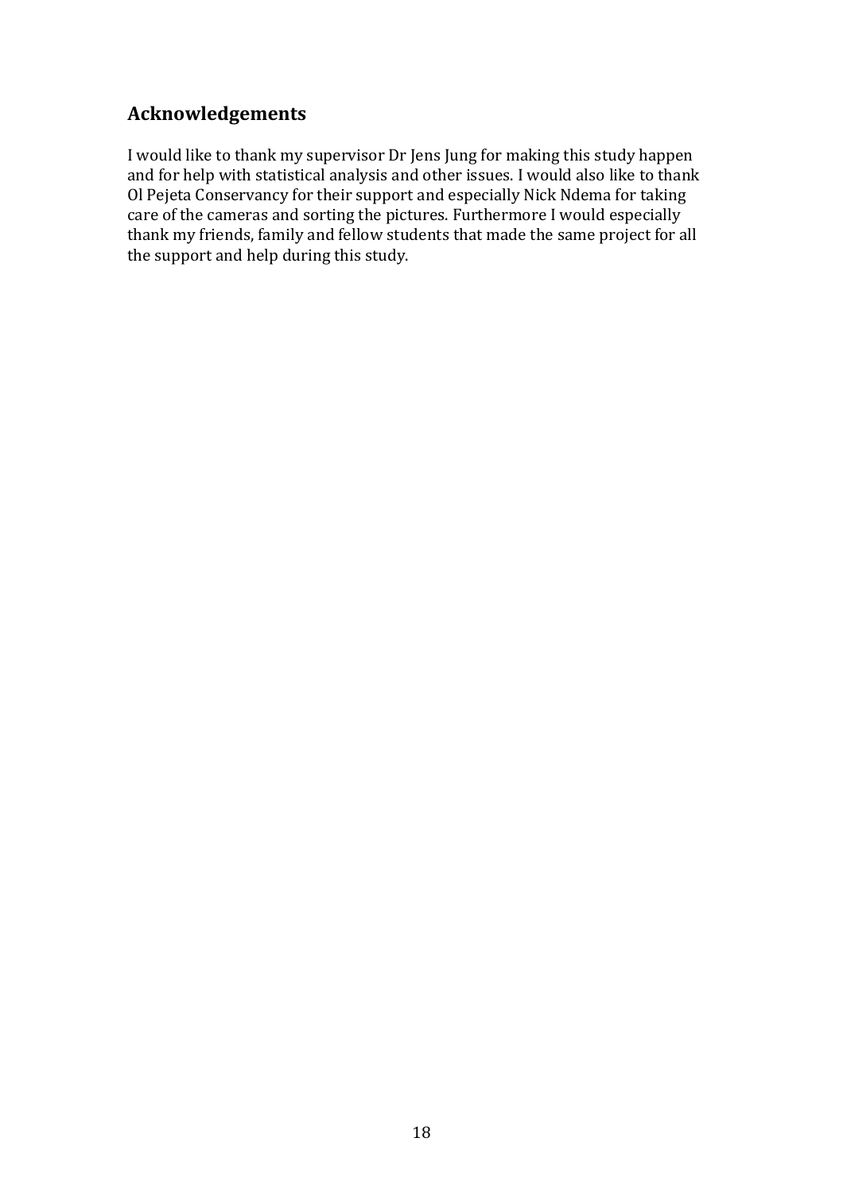## Acknowledgements

I would like to thank my supervisor Dr Jens Jung for making this study happen and for help with statistical analysis and other issues. I would also like to thank Ol Pejeta Conservancy for their support and especially Nick Ndema for taking care of the cameras and sorting the pictures. Furthermore I would especially thank my friends, family and fellow students that made the same project for all the support and help during this study.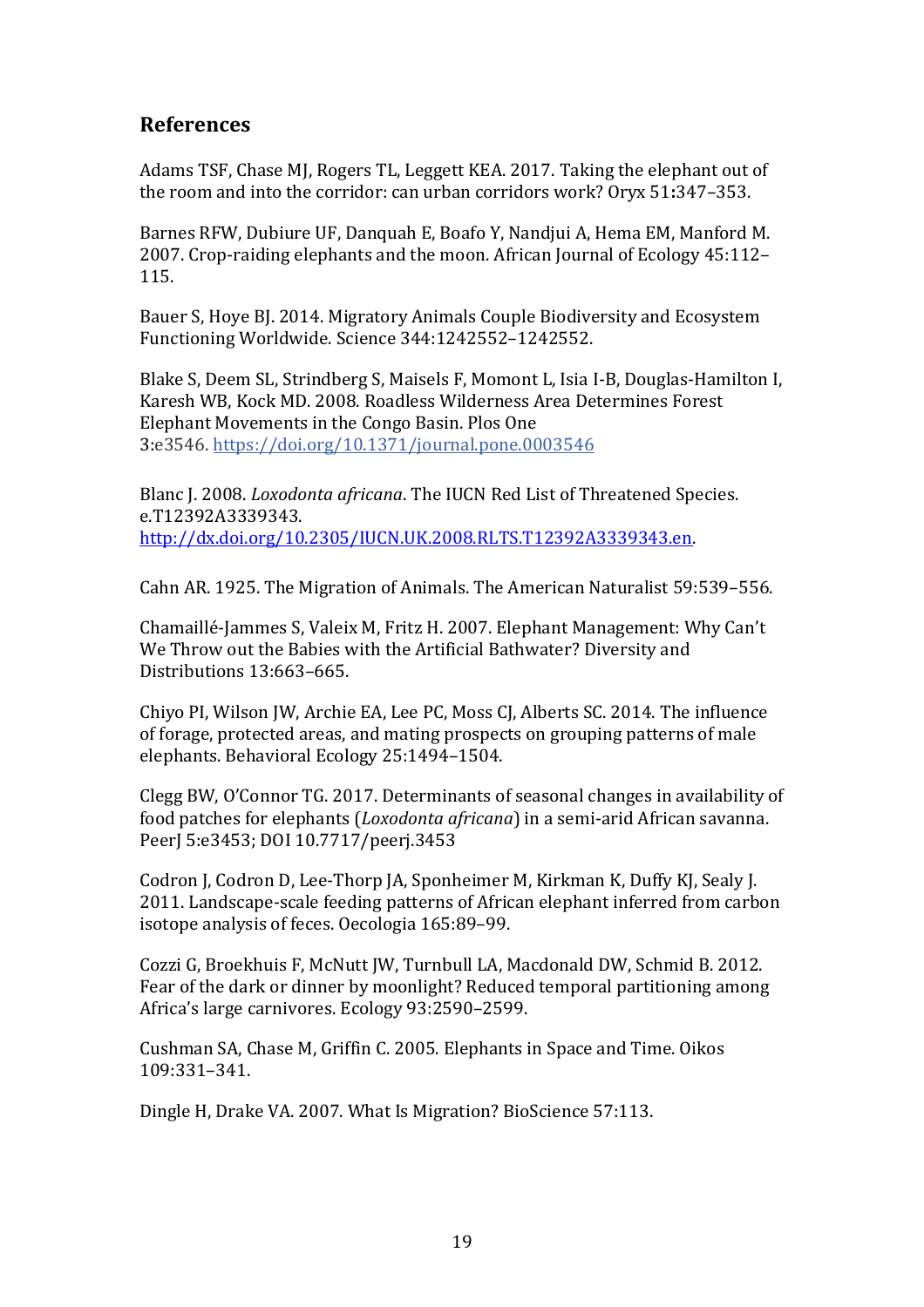## References

Adams TSF, Chase MJ, Rogers TL, Leggett KEA. 2017. Taking the elephant out of the room and into the corridor: can urban corridors work? Oryx 51**:**347–353.

Barnes RFW, Dubiure UF, Danquah E, Boafo Y, Nandjui A, Hema EM, Manford M. 2007. Crop-raiding elephants and the moon. African Journal of Ecology 45:112–115.

Bauer S, Hoye BJ. 2014. Migratory Animals Couple Biodiversity and Ecosystem Functioning Worldwide. Science 344:1242552–1242552.

Blake S, Deem SL, Strindberg S, Maisels F, Momont L, Isia I-B, Douglas-Hamilton I, Karesh WB, Kock MD. 2008. Roadless Wilderness Area Determines Forest Elephant Movements in the Congo Basin. Plos One 3:e3546. https://doi.org/10.1371/journal.pone.0003546

Blanc J. 2008. *Loxodonta africana*. The IUCN Red List of Threatened Species. e.T12392A3339343. http://dx.doi.org/10.2305/IUCN.UK.2008.RLTS.T12392A3339343.en.

Cahn AR. 1925. The Migration of Animals. The American Naturalist 59:539–556.

Chamaillé-Jammes S, Valeix M, Fritz H. 2007. Elephant Management: Why Can't We Throw out the Babies with the Artificial Bathwater? Diversity and Distributions 13:663–665.

Chiyo PI, Wilson JW, Archie EA, Lee PC, Moss CJ, Alberts SC. 2014. The influence of forage, protected areas, and mating prospects on grouping patterns of male elephants. Behavioral Ecology 25:1494–1504.

Clegg BW, O'Connor TG. 2017. Determinants of seasonal changes in availability of food patches for elephants (*Loxodonta africana*) in a semi-arid African savanna. PeerJ 5:e3453; DOI 10.7717/peerj.3453

Codron J, Codron D, Lee-Thorp JA, Sponheimer M, Kirkman K, Duffy KJ, Sealy J. 2011. Landscape-scale feeding patterns of African elephant inferred from carbon isotope analysis of feces. Oecologia 165:89–99.

Cozzi G, Broekhuis F, McNutt JW, Turnbull LA, Macdonald DW, Schmid B. 2012. Fear of the dark or dinner by moonlight? Reduced temporal partitioning among Africa's large carnivores. Ecology 93:2590–2599.

Cushman SA, Chase M, Griffin C. 2005. Elephants in Space and Time. Oikos 109:331–341.

Dingle H, Drake VA. 2007. What Is Migration? BioScience 57:113.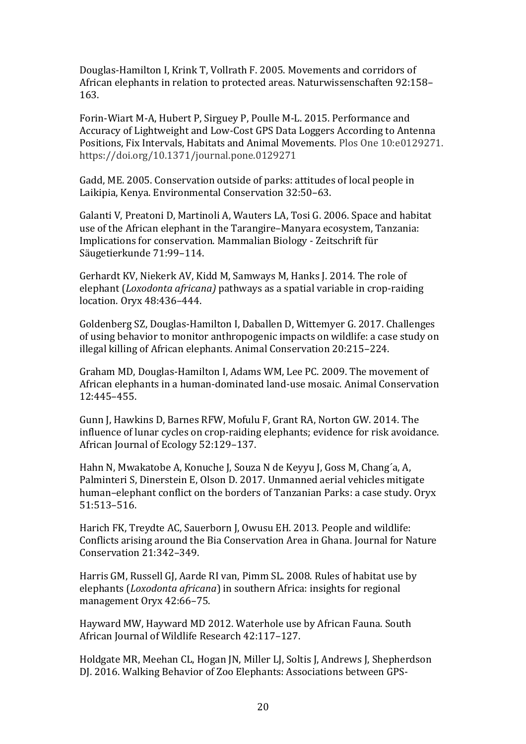Douglas-Hamilton I, Krink T, Vollrath F. 2005. Movements and corridors of African elephants in relation to protected areas. Naturwissenschaften 92:158–163.

Forin-Wiart M-A, Hubert P, Sirguey P, Poulle M-L. 2015. Performance and Accuracy of Lightweight and Low-Cost GPS Data Loggers According to Antenna Positions, Fix Intervals, Habitats and Animal Movements. Plos One 10:e0129271. https://doi.org/10.1371/journal.pone.0129271

Gadd, ME. 2005. Conservation outside of parks: attitudes of local people in Laikipia, Kenya. Environmental Conservation 32:50–63.

Galanti V, Preatoni D, Martinoli A, Wauters LA, Tosi G. 2006. Space and habitat use of the African elephant in the Tarangire–Manyara ecosystem, Tanzania: Implications for conservation. Mammalian Biology - Zeitschrift für Säugetierkunde 71:99–114.

Gerhardt KV, Niekerk AV, Kidd M, Samways M, Hanks J. 2014. The role of elephant (*Loxodonta africana)* pathways as a spatial variable in crop-raiding location. Oryx 48:436–444.

Goldenberg SZ, Douglas-Hamilton I, Daballen D, Wittemyer G. 2017. Challenges of using behavior to monitor anthropogenic impacts on wildlife: a case study on illegal killing of African elephants. Animal Conservation 20:215–224.

Graham MD, Douglas-Hamilton I, Adams WM, Lee PC. 2009. The movement of African elephants in a human-dominated land-use mosaic. Animal Conservation 12:445–455.

Gunn J, Hawkins D, Barnes RFW, Mofulu F, Grant RA, Norton GW. 2014. The influence of lunar cycles on crop-raiding elephants; evidence for risk avoidance. African Journal of Ecology 52:129–137.

Hahn N, Mwakatobe A, Konuche J, Souza N de Keyyu J, Goss M, Chang´a, A, Palminteri S, Dinerstein E, Olson D. 2017. Unmanned aerial vehicles mitigate human–elephant conflict on the borders of Tanzanian Parks: a case study. Oryx 51:513–516.

Harich FK, Treydte AC, Sauerborn J, Owusu EH. 2013. People and wildlife: Conflicts arising around the Bia Conservation Area in Ghana. Journal for Nature Conservation 21:342–349.

Harris GM, Russell GJ, Aarde RI van, Pimm SL. 2008. Rules of habitat use by elephants (*Loxodonta africana*) in southern Africa: insights for regional management Oryx 42:66–75.

Hayward MW, Hayward MD 2012. Waterhole use by African Fauna. South African Journal of Wildlife Research 42:117–127.

Holdgate MR, Meehan CL, Hogan JN, Miller LJ, Soltis J, Andrews J, Shepherdson DJ. 2016. Walking Behavior of Zoo Elephants: Associations between GPS-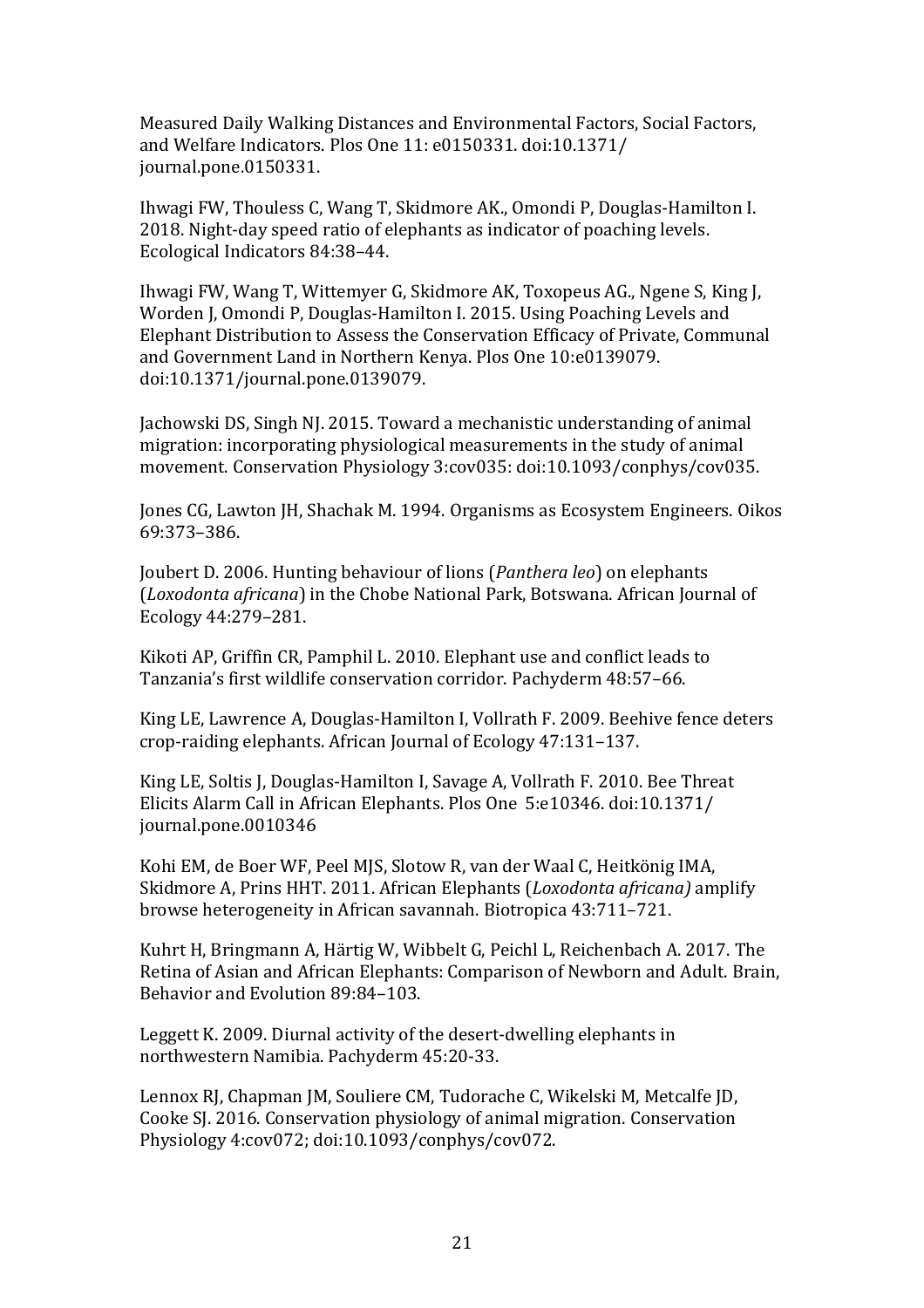Measured Daily Walking Distances and Environmental Factors, Social Factors, and Welfare Indicators. Plos One 11: e0150331. doi:10.1371/ journal.pone.0150331.

Ihwagi FW, Thouless C, Wang T, Skidmore AK., Omondi P, Douglas-Hamilton I. 2018. Night-day speed ratio of elephants as indicator of poaching levels. Ecological Indicators 84:38–44.

Ihwagi FW, Wang T, Wittemyer G, Skidmore AK, Toxopeus AG., Ngene S, King J, Worden J, Omondi P, Douglas-Hamilton I. 2015. Using Poaching Levels and Elephant Distribution to Assess the Conservation Efficacy of Private, Communal and Government Land in Northern Kenya. Plos One 10:e0139079. doi:10.1371/journal.pone.0139079.

Jachowski DS, Singh NJ. 2015. Toward a mechanistic understanding of animal migration: incorporating physiological measurements in the study of animal movement. Conservation Physiology 3:cov035: doi:10.1093/conphys/cov035.

Jones CG, Lawton JH, Shachak M. 1994. Organisms as Ecosystem Engineers. Oikos 69:373–386.

Joubert D. 2006. Hunting behaviour of lions (*Panthera leo*) on elephants (*Loxodonta africana*) in the Chobe National Park, Botswana. African Journal of Ecology 44:279–281.

Kikoti AP, Griffin CR, Pamphil L. 2010. Elephant use and conflict leads to Tanzania's first wildlife conservation corridor. Pachyderm 48:57–66.

King LE, Lawrence A, Douglas-Hamilton I, Vollrath F. 2009. Beehive fence deters crop-raiding elephants. African Journal of Ecology 47:131–137.

King LE, Soltis J, Douglas-Hamilton I, Savage A, Vollrath F. 2010. Bee Threat Elicits Alarm Call in African Elephants. Plos One 5:e10346. doi:10.1371/ journal.pone.0010346

Kohi EM, de Boer WF, Peel MJS, Slotow R, van der Waal C, Heitkönig IMA, Skidmore A, Prins HHT. 2011. African Elephants (*Loxodonta africana)* amplify browse heterogeneity in African savannah. Biotropica 43:711–721.

Kuhrt H, Bringmann A, Härtig W, Wibbelt G, Peichl L, Reichenbach A. 2017. The Retina of Asian and African Elephants: Comparison of Newborn and Adult. Brain, Behavior and Evolution 89:84–103.

Leggett K. 2009. Diurnal activity of the desert-dwelling elephants in northwestern Namibia. Pachyderm 45:20-33.

Lennox RJ, Chapman JM, Souliere CM, Tudorache C, Wikelski M, Metcalfe JD, Cooke SJ. 2016. Conservation physiology of animal migration. Conservation Physiology 4:cov072; doi:10.1093/conphys/cov072.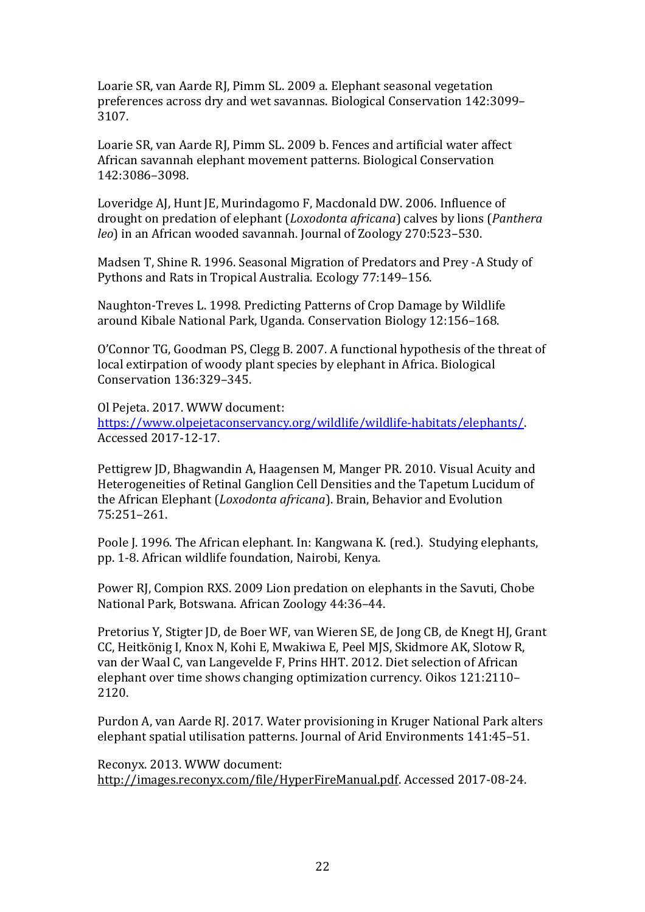Loarie SR, van Aarde RJ, Pimm SL. 2009 a. Elephant seasonal vegetation preferences across dry and wet savannas. Biological Conservation 142:3099–3107.

Loarie SR, van Aarde RJ, Pimm SL. 2009 b. Fences and artificial water affect African savannah elephant movement patterns. Biological Conservation 142:3086–3098.

Loveridge AJ, Hunt JE, Murindagomo F, Macdonald DW. 2006. Influence of drought on predation of elephant (*Loxodonta africana*) calves by lions (*Panthera leo*) in an African wooded savannah. Journal of Zoology 270:523–530.

Madsen T, Shine R. 1996. Seasonal Migration of Predators and Prey -A Study of Pythons and Rats in Tropical Australia. Ecology 77:149–156.

Naughton-Treves L. 1998. Predicting Patterns of Crop Damage by Wildlife around Kibale National Park, Uganda. Conservation Biology 12:156–168.

O'Connor TG, Goodman PS, Clegg B. 2007. A functional hypothesis of the threat of local extirpation of woody plant species by elephant in Africa. Biological Conservation 136:329–345.

Ol Pejeta. 2017. WWW document: https://www.olpejetaconservancy.org/wildlife/wildlife-habitats/elephants/. Accessed 2017-12-17.

Pettigrew JD, Bhagwandin A, Haagensen M, Manger PR. 2010. Visual Acuity and Heterogeneities of Retinal Ganglion Cell Densities and the Tapetum Lucidum of the African Elephant (*Loxodonta africana*). Brain, Behavior and Evolution 75:251–261.

Poole J. 1996. The African elephant. In: Kangwana K. (red.). Studying elephants, pp. 1-8. African wildlife foundation, Nairobi, Kenya.

Power RJ, Compion RXS. 2009 Lion predation on elephants in the Savuti, Chobe National Park, Botswana. African Zoology 44:36–44.

Pretorius Y, Stigter JD, de Boer WF, van Wieren SE, de Jong CB, de Knegt HJ, Grant CC, Heitkönig I, Knox N, Kohi E, Mwakiwa E, Peel MJS, Skidmore AK, Slotow R, van der Waal C, van Langevelde F, Prins HHT. 2012. Diet selection of African elephant over time shows changing optimization currency. Oikos 121:2110–2120.

Purdon A, van Aarde RJ. 2017. Water provisioning in Kruger National Park alters elephant spatial utilisation patterns. Journal of Arid Environments 141:45–51.

Reconyx. 2013. WWW document: http://images.reconyx.com/file/HyperFireManual.pdf. Accessed 2017-08-24.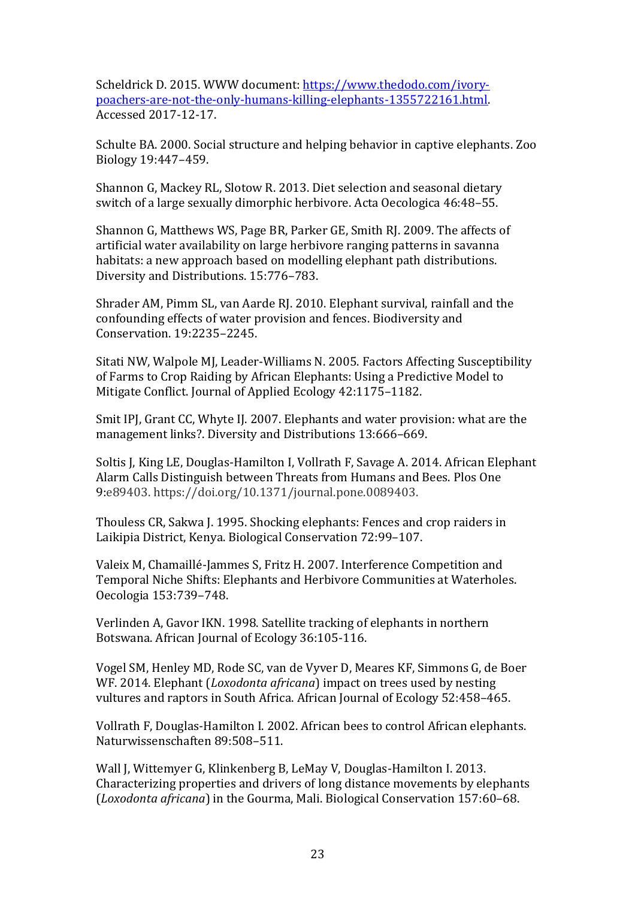Scheldrick D. 2015. WWW document: [https://www.thedodo.com/ivory-poachers-are-not-the-only-humans-killing-elephants-1355722161.html](https://www.thedodo.com/ivory-poachers-are-not-the-only-humans-killing-elephants-1355722161.html). Accessed 2017-12-17.

Schulte BA. 2000. Social structure and helping behavior in captive elephants. Zoo Biology 19:447–459.

Shannon G, Mackey RL, Slotow R. 2013. Diet selection and seasonal dietary switch of a large sexually dimorphic herbivore. Acta Oecologica 46:48–55.

Shannon G, Matthews WS, Page BR, Parker GE, Smith RJ. 2009. The affects of artificial water availability on large herbivore ranging patterns in savanna habitats: a new approach based on modelling elephant path distributions. Diversity and Distributions. 15:776–783.

Shrader AM, Pimm SL, van Aarde RJ. 2010. Elephant survival, rainfall and the confounding effects of water provision and fences. Biodiversity and Conservation. 19:2235–2245.

Sitati NW, Walpole MJ, Leader-Williams N. 2005. Factors Affecting Susceptibility of Farms to Crop Raiding by African Elephants: Using a Predictive Model to Mitigate Conflict. Journal of Applied Ecology 42:1175–1182.

Smit IPJ, Grant CC, Whyte IJ. 2007. Elephants and water provision: what are the management links?. Diversity and Distributions 13:666–669.

Soltis J, King LE, Douglas-Hamilton I, Vollrath F, Savage A. 2014. African Elephant Alarm Calls Distinguish between Threats from Humans and Bees. Plos One 9:e89403. https://doi.org/10.1371/journal.pone.0089403.

Thouless CR, Sakwa J. 1995. Shocking elephants: Fences and crop raiders in Laikipia District, Kenya. Biological Conservation 72:99–107.

Valeix M, Chamaillé-Jammes S, Fritz H. 2007. Interference Competition and Temporal Niche Shifts: Elephants and Herbivore Communities at Waterholes. Oecologia 153:739–748.

Verlinden A, Gavor IKN. 1998. Satellite tracking of elephants in northern Botswana. African Journal of Ecology 36:105-116.

Vogel SM, Henley MD, Rode SC, van de Vyver D, Meares KF, Simmons G, de Boer WF. 2014. Elephant (*Loxodonta africana*) impact on trees used by nesting vultures and raptors in South Africa. African Journal of Ecology 52:458–465.

Vollrath F, Douglas-Hamilton I. 2002. African bees to control African elephants. Naturwissenschaften 89:508–511.

Wall J, Wittemyer G, Klinkenberg B, LeMay V, Douglas-Hamilton I. 2013. Characterizing properties and drivers of long distance movements by elephants (*Loxodonta africana*) in the Gourma, Mali. Biological Conservation 157:60–68.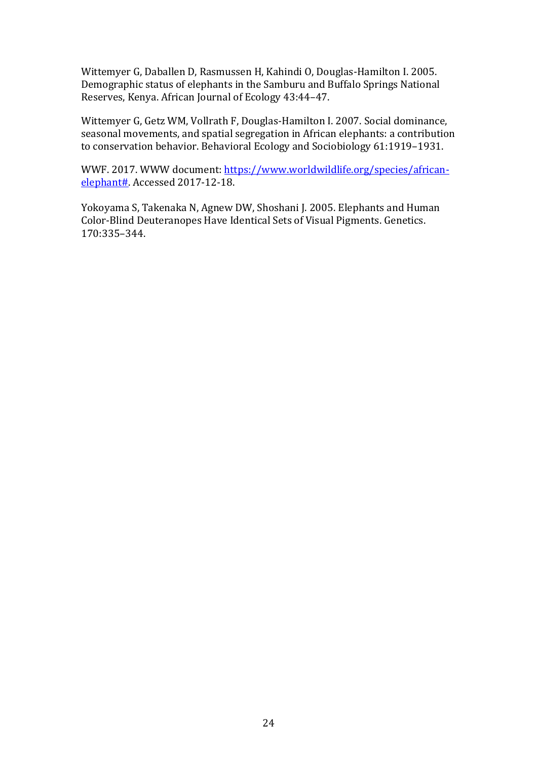Wittemyer G, Daballen D, Rasmussen H, Kahindi O, Douglas-Hamilton I. 2005. Demographic status of elephants in the Samburu and Buffalo Springs National Reserves, Kenya. African Journal of Ecology 43:44–47.

Wittemyer G, Getz WM, Vollrath F, Douglas-Hamilton I. 2007. Social dominance, seasonal movements, and spatial segregation in African elephants: a contribution to conservation behavior. Behavioral Ecology and Sociobiology 61:1919–1931.

WWF. 2017. WWW document: [https://www.worldwildlife.org/species/african-elephant#](https://www.worldwildlife.org/species/african-elephant#). Accessed 2017-12-18.

Yokoyama S, Takenaka N, Agnew DW, Shoshani J. 2005. Elephants and Human Color-Blind Deuteranopes Have Identical Sets of Visual Pigments. Genetics. 170:335–344.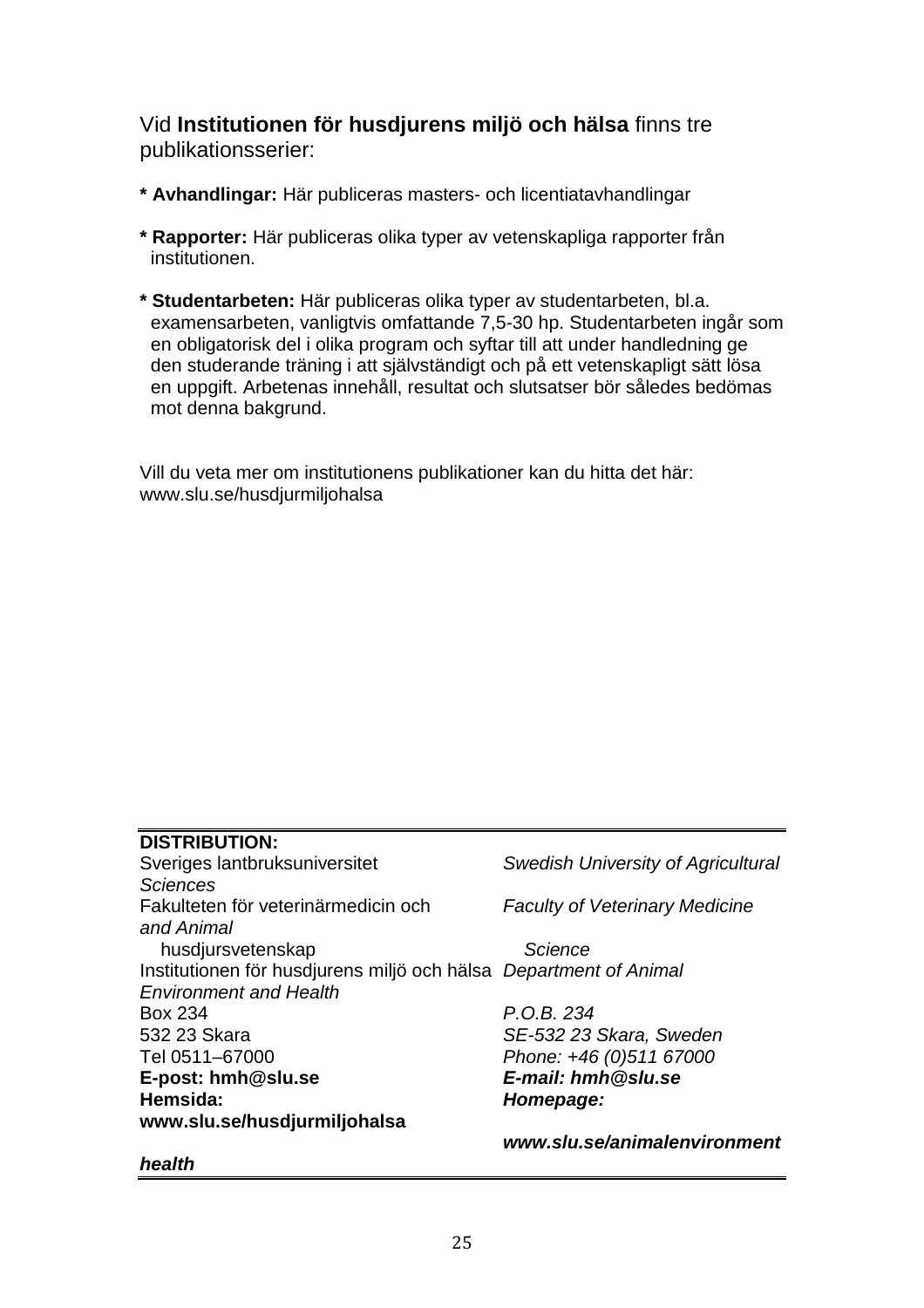Vid **Institutionen för husdjurens miljö och hälsa** finns tre publikationsserier:

* **Avhandlingar:** Här publiceras masters- och licentiatavhandlingar

* **Rapporter:** Här publiceras olika typer av vetenskapliga rapporter från institutionen.

* **Studentarbeten:** Här publiceras olika typer av studentarbeten, bl.a. examensarbeten, vanligtvis omfattande 7,5-30 hp. Studentarbeten ingår som en obligatorisk del i olika program och syftar till att under handledning ge den studerande träning i att självständigt och på ett vetenskapligt sätt lösa en uppgift. Arbetenas innehåll, resultat och slutsatser bör således bedömas mot denna bakgrund.

Vill du veta mer om institutionens publikationer kan du hitta det här: www.slu.se/husdjurmiljohalsa

**DISTRIBUTION:**

| | |
|---|---|
| Sveriges lantbruksuniversitet | *Swedish University of Agricultural Sciences* |
| Fakulteten för veterinärmedicin och husdjursvetenskap | *Faculty of Veterinary Medicine and Animal Science* |
| Institutionen för husdjurens miljö och hälsa | *Department of Animal Environment and Health* |
| Box 234 | *P.O.B. 234* |
| 532 23 Skara | *SE-532 23 Skara, Sweden* |
| Tel 0511–67000 | *Phone: +46 (0)511 67000* |
| **E-post: hmh@slu.se** | ***E-mail: hmh@slu.se*** |
| **Hemsida: www.slu.se/husdjurmiljohalsa** | ***Homepage: www.slu.se/animalenvironmenthealth*** |